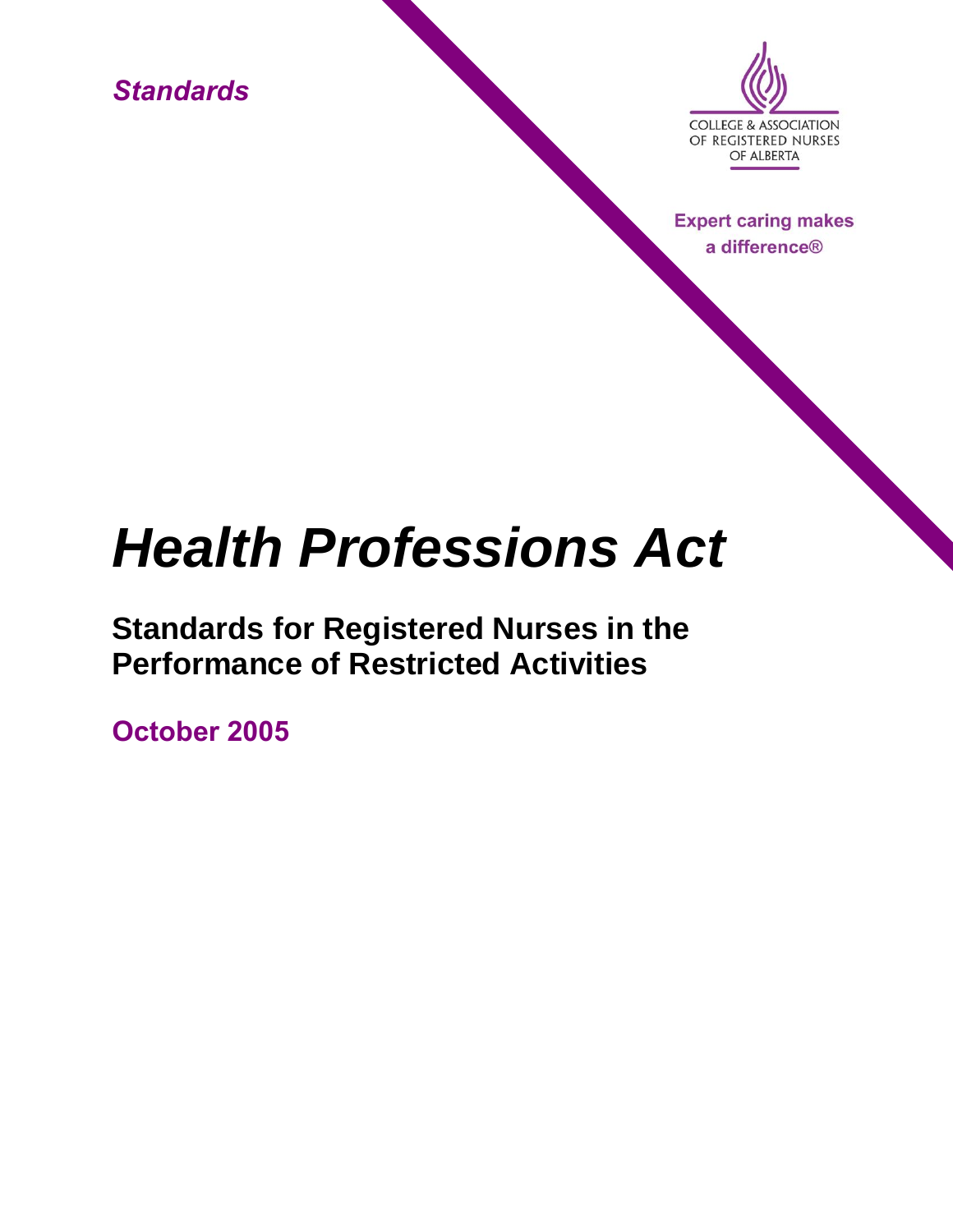*Standards*

COLLEGE & ASSOCIATION OF REGISTERED NURSES OF ALBERTA

**Expert caring makes a difference®**

# *Health Professions Act*

## Standards for Registered Nurses in the Performance of Restricted Activities

**October 2005**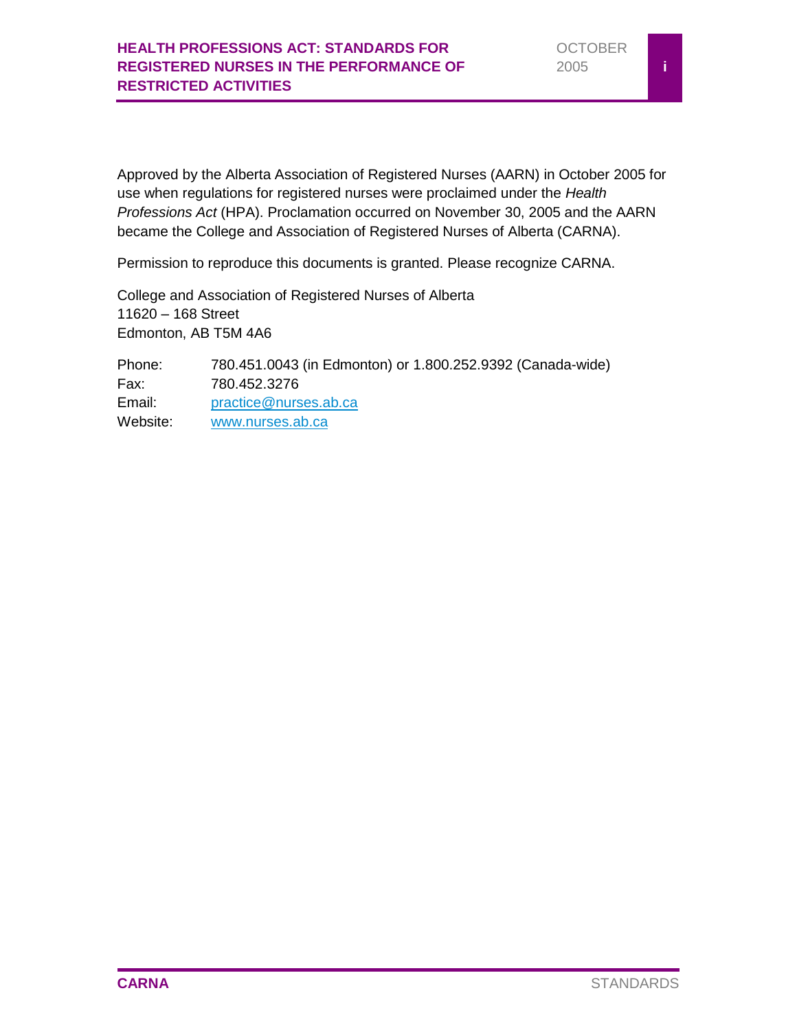Approved by the Alberta Association of Registered Nurses (AARN) in October 2005 for use when regulations for registered nurses were proclaimed under the *Health Professions Act* (HPA). Proclamation occurred on November 30, 2005 and the AARN became the College and Association of Registered Nurses of Alberta (CARNA).

Permission to reproduce this documents is granted. Please recognize CARNA.

College and Association of Registered Nurses of Alberta
11620 – 168 Street
Edmonton, AB T5M 4A6

| | |
|---|---|
| Phone: | 780.451.0043 (in Edmonton) or 1.800.252.9392 (Canada-wide) |
| Fax: | 780.452.3276 |
| Email: | practice@nurses.ab.ca |
| Website: | www.nurses.ab.ca |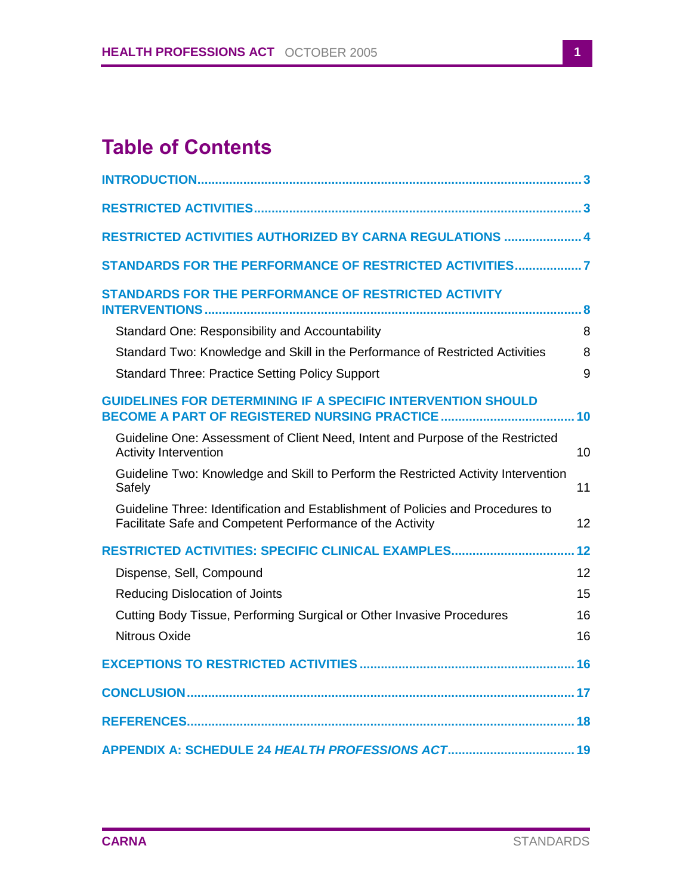# Table of Contents

**INTRODUCTION** ........................................ 3

**RESTRICTED ACTIVITIES** ........................................ 3

**RESTRICTED ACTIVITIES AUTHORIZED BY CARNA REGULATIONS** ........................................ 4

**STANDARDS FOR THE PERFORMANCE OF RESTRICTED ACTIVITIES** ........................................ 7

**STANDARDS FOR THE PERFORMANCE OF RESTRICTED ACTIVITY INTERVENTIONS** ........................................ 8

- Standard One: Responsibility and Accountability 8
- Standard Two: Knowledge and Skill in the Performance of Restricted Activities 8
- Standard Three: Practice Setting Policy Support 9

**GUIDELINES FOR DETERMINING IF A SPECIFIC INTERVENTION SHOULD BECOME A PART OF REGISTERED NURSING PRACTICE** ........................................ 10

- Guideline One: Assessment of Client Need, Intent and Purpose of the Restricted Activity Intervention 10
- Guideline Two: Knowledge and Skill to Perform the Restricted Activity Intervention Safely 11
- Guideline Three: Identification and Establishment of Policies and Procedures to Facilitate Safe and Competent Performance of the Activity 12

**RESTRICTED ACTIVITIES: SPECIFIC CLINICAL EXAMPLES** ........................................ 12

- Dispense, Sell, Compound 12
- Reducing Dislocation of Joints 15
- Cutting Body Tissue, Performing Surgical or Other Invasive Procedures 16
- Nitrous Oxide 16

**EXCEPTIONS TO RESTRICTED ACTIVITIES** ........................................ 16

**CONCLUSION** ........................................ 17

**REFERENCES** ........................................ 18

**APPENDIX A: SCHEDULE 24 *HEALTH PROFESSIONS ACT*** ........................................ 19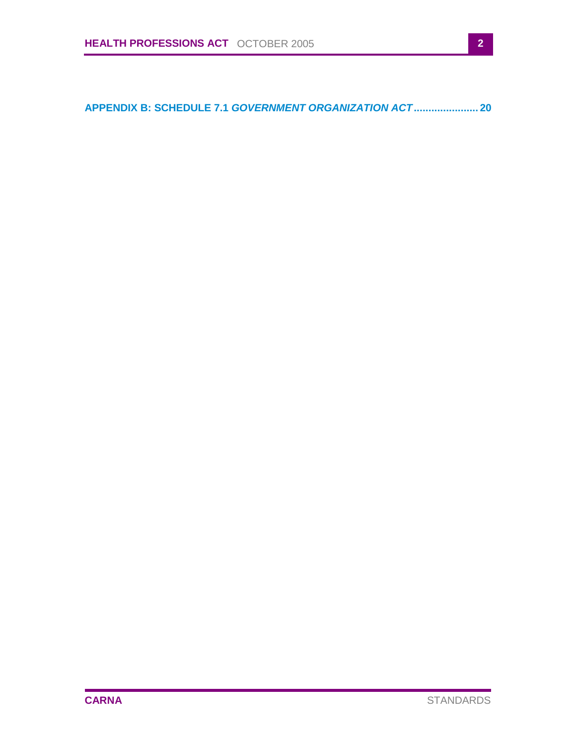**APPENDIX B: SCHEDULE 7.1 *GOVERNMENT ORGANIZATION ACT*...................... 20**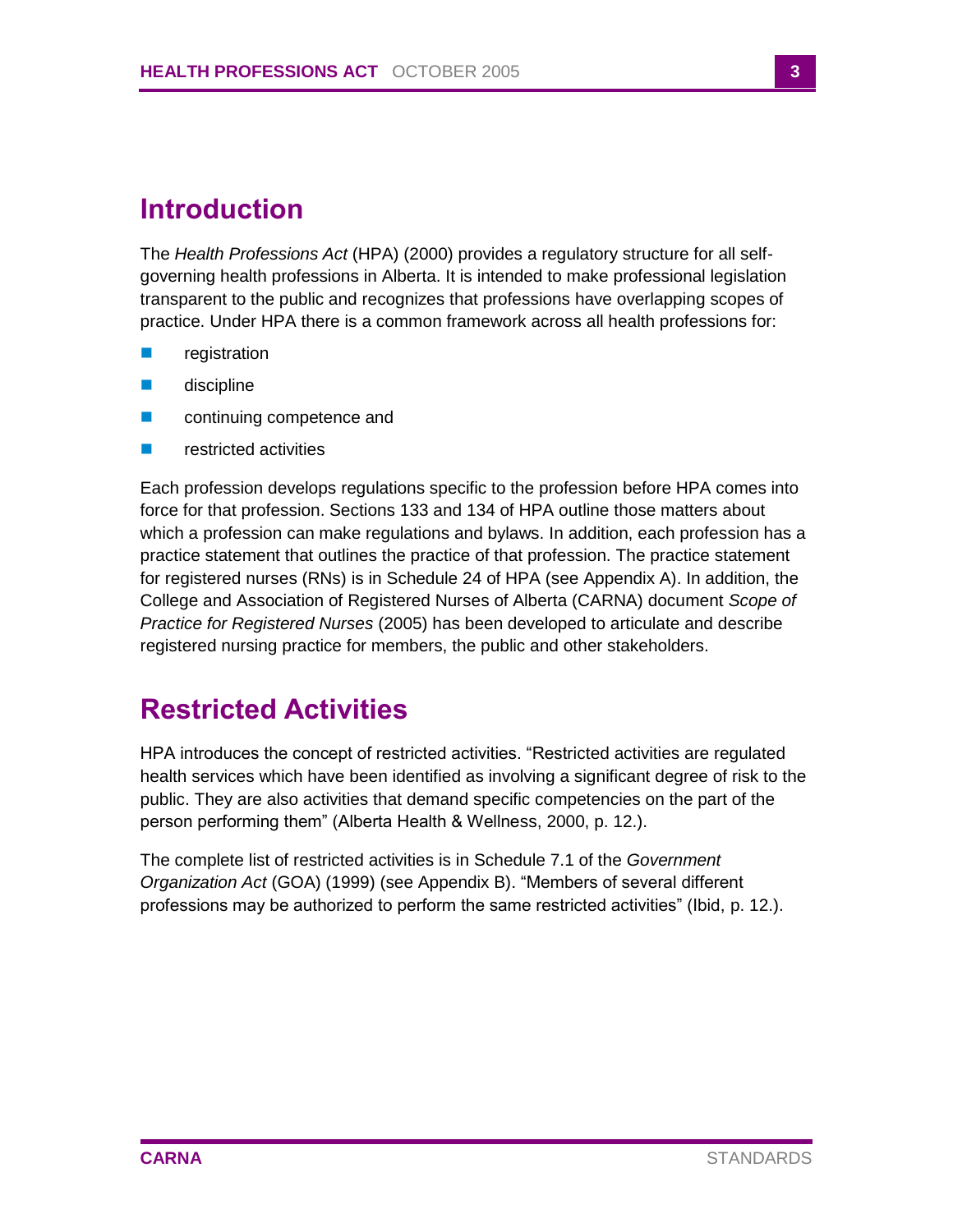# Introduction

The *Health Professions Act* (HPA) (2000) provides a regulatory structure for all self-governing health professions in Alberta. It is intended to make professional legislation transparent to the public and recognizes that professions have overlapping scopes of practice. Under HPA there is a common framework across all health professions for:

- registration
- discipline
- continuing competence and
- restricted activities

Each profession develops regulations specific to the profession before HPA comes into force for that profession. Sections 133 and 134 of HPA outline those matters about which a profession can make regulations and bylaws. In addition, each profession has a practice statement that outlines the practice of that profession. The practice statement for registered nurses (RNs) is in Schedule 24 of HPA (see Appendix A). In addition, the College and Association of Registered Nurses of Alberta (CARNA) document *Scope of Practice for Registered Nurses* (2005) has been developed to articulate and describe registered nursing practice for members, the public and other stakeholders.

# Restricted Activities

HPA introduces the concept of restricted activities. “Restricted activities are regulated health services which have been identified as involving a significant degree of risk to the public. They are also activities that demand specific competencies on the part of the person performing them” (Alberta Health & Wellness, 2000, p. 12.).

The complete list of restricted activities is in Schedule 7.1 of the *Government Organization Act* (GOA) (1999) (see Appendix B). “Members of several different professions may be authorized to perform the same restricted activities” (Ibid, p. 12.).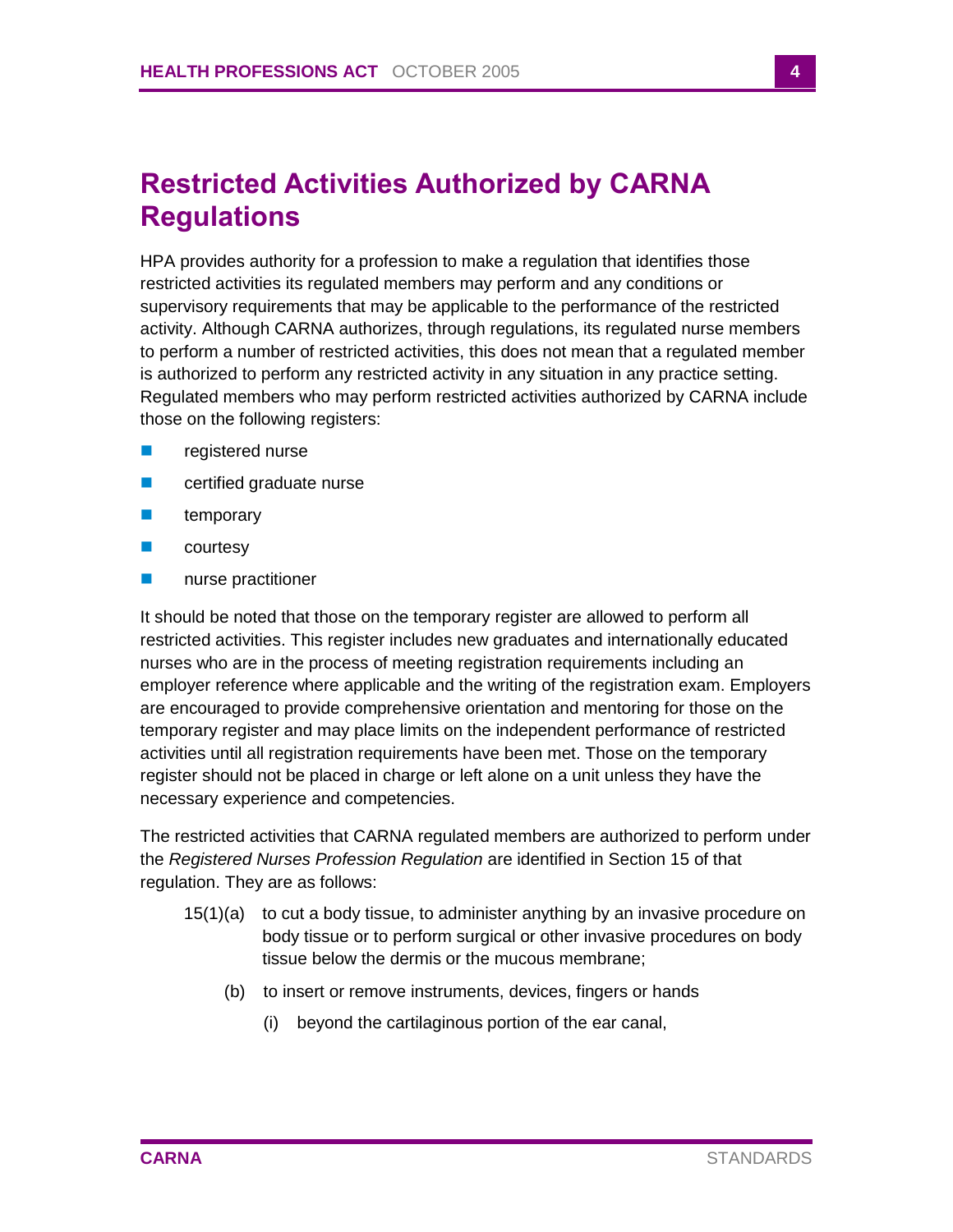## Restricted Activities Authorized by CARNA Regulations

HPA provides authority for a profession to make a regulation that identifies those restricted activities its regulated members may perform and any conditions or supervisory requirements that may be applicable to the performance of the restricted activity. Although CARNA authorizes, through regulations, its regulated nurse members to perform a number of restricted activities, this does not mean that a regulated member is authorized to perform any restricted activity in any situation in any practice setting. Regulated members who may perform restricted activities authorized by CARNA include those on the following registers:

- registered nurse
- certified graduate nurse
- temporary
- courtesy
- nurse practitioner

It should be noted that those on the temporary register are allowed to perform all restricted activities. This register includes new graduates and internationally educated nurses who are in the process of meeting registration requirements including an employer reference where applicable and the writing of the registration exam. Employers are encouraged to provide comprehensive orientation and mentoring for those on the temporary register and may place limits on the independent performance of restricted activities until all registration requirements have been met. Those on the temporary register should not be placed in charge or left alone on a unit unless they have the necessary experience and competencies.

The restricted activities that CARNA regulated members are authorized to perform under the *Registered Nurses Profession Regulation* are identified in Section 15 of that regulation. They are as follows:

15(1)(a) to cut a body tissue, to administer anything by an invasive procedure on body tissue or to perform surgical or other invasive procedures on body tissue below the dermis or the mucous membrane;

(b) to insert or remove instruments, devices, fingers or hands

(i) beyond the cartilaginous portion of the ear canal,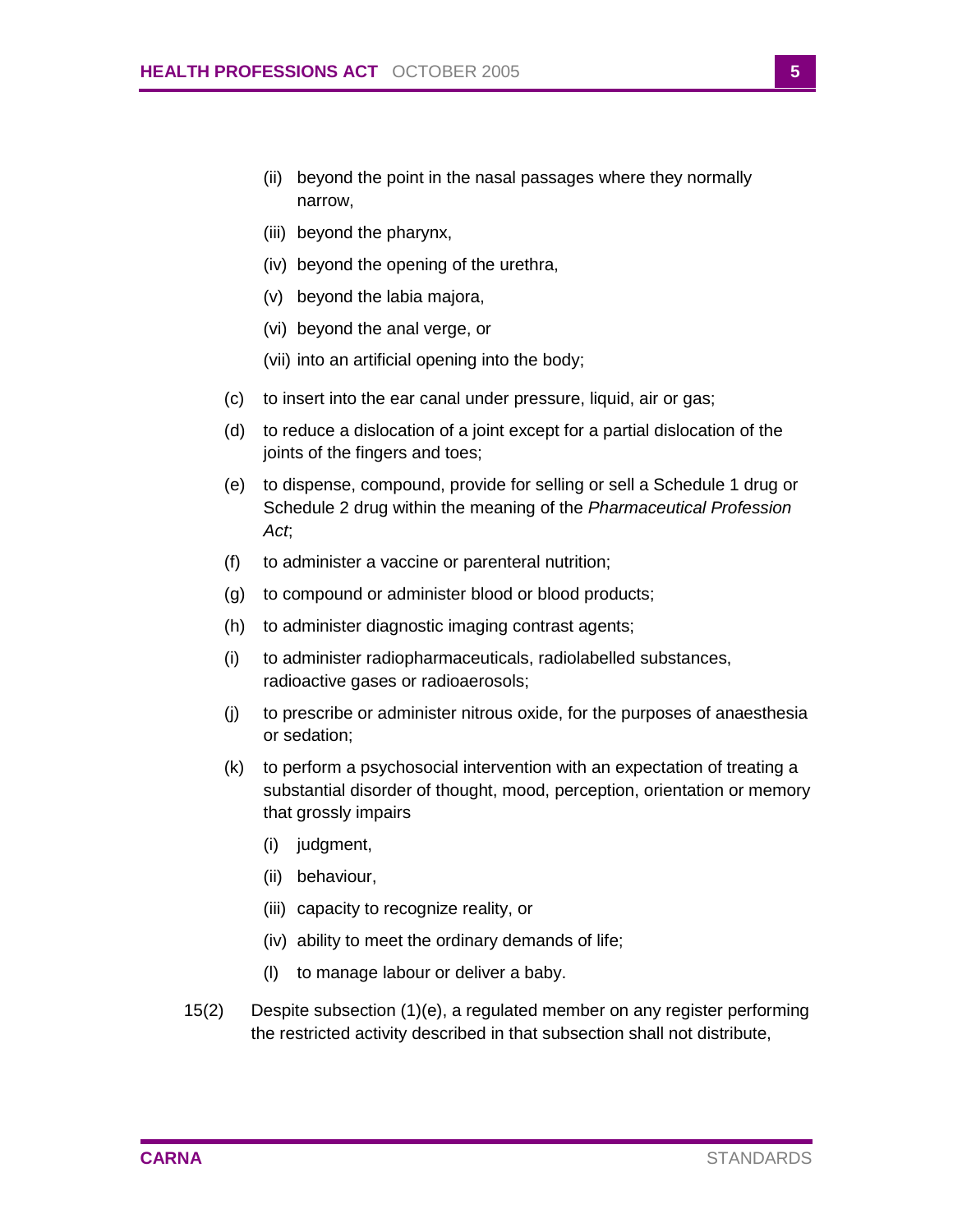- (ii) beyond the point in the nasal passages where they normally narrow,
- (iii) beyond the pharynx,
- (iv) beyond the opening of the urethra,
- (v) beyond the labia majora,
- (vi) beyond the anal verge, or
- (vii) into an artificial opening into the body;

(c) to insert into the ear canal under pressure, liquid, air or gas;

(d) to reduce a dislocation of a joint except for a partial dislocation of the joints of the fingers and toes;

(e) to dispense, compound, provide for selling or sell a Schedule 1 drug or Schedule 2 drug within the meaning of the *Pharmaceutical Profession Act*;

(f) to administer a vaccine or parenteral nutrition;

(g) to compound or administer blood or blood products;

(h) to administer diagnostic imaging contrast agents;

(i) to administer radiopharmaceuticals, radiolabelled substances, radioactive gases or radioaerosols;

(j) to prescribe or administer nitrous oxide, for the purposes of anaesthesia or sedation;

(k) to perform a psychosocial intervention with an expectation of treating a substantial disorder of thought, mood, perception, orientation or memory that grossly impairs

- (i) judgment,
- (ii) behaviour,
- (iii) capacity to recognize reality, or
- (iv) ability to meet the ordinary demands of life;

(l) to manage labour or deliver a baby.

15(2) Despite subsection (1)(e), a regulated member on any register performing the restricted activity described in that subsection shall not distribute,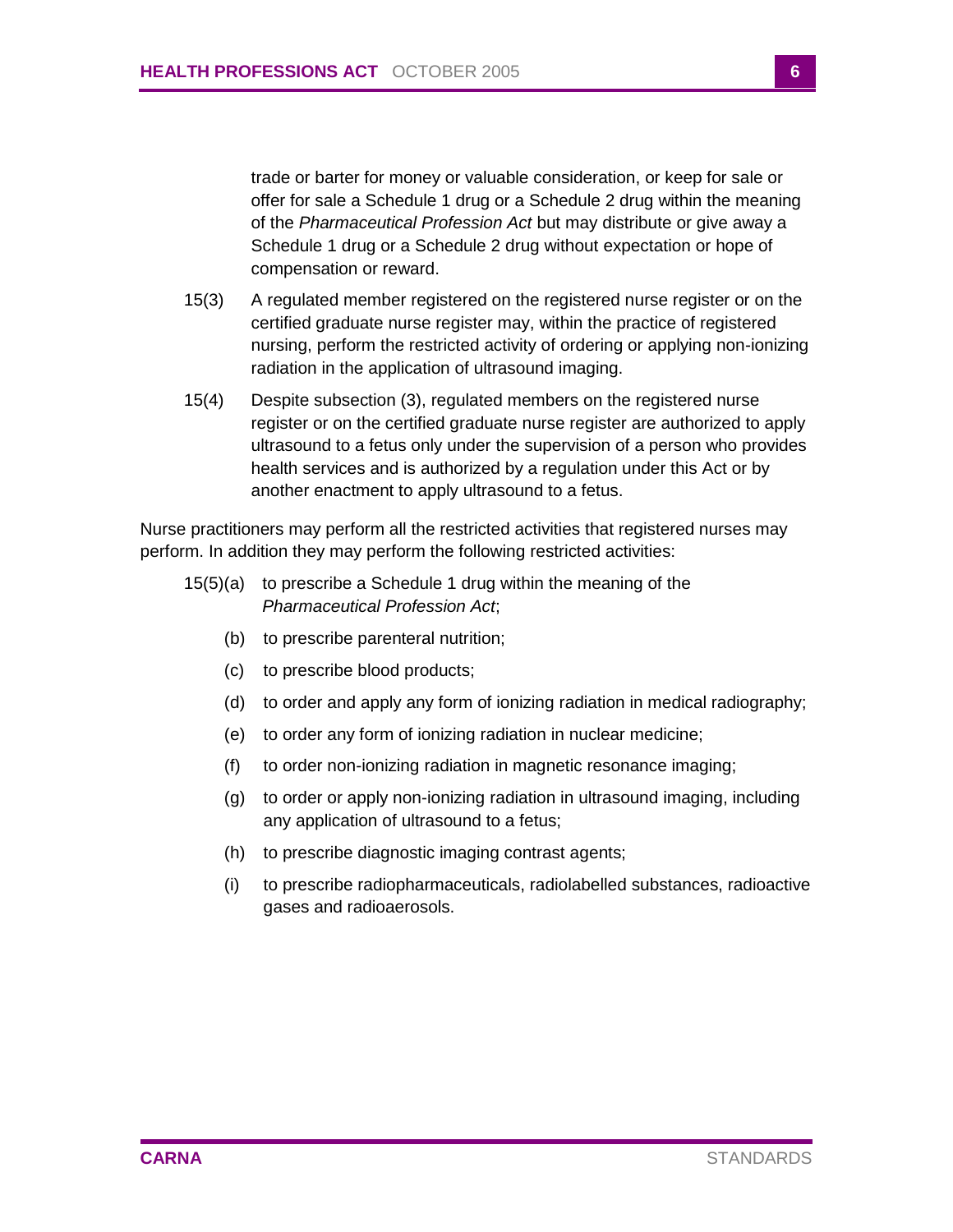trade or barter for money or valuable consideration, or keep for sale or offer for sale a Schedule 1 drug or a Schedule 2 drug within the meaning of the *Pharmaceutical Profession Act* but may distribute or give away a Schedule 1 drug or a Schedule 2 drug without expectation or hope of compensation or reward.

15(3) A regulated member registered on the registered nurse register or on the certified graduate nurse register may, within the practice of registered nursing, perform the restricted activity of ordering or applying non-ionizing radiation in the application of ultrasound imaging.

15(4) Despite subsection (3), regulated members on the registered nurse register or on the certified graduate nurse register are authorized to apply ultrasound to a fetus only under the supervision of a person who provides health services and is authorized by a regulation under this Act or by another enactment to apply ultrasound to a fetus.

Nurse practitioners may perform all the restricted activities that registered nurses may perform. In addition they may perform the following restricted activities:

15(5)(a) to prescribe a Schedule 1 drug within the meaning of the *Pharmaceutical Profession Act*;

(b) to prescribe parenteral nutrition;

(c) to prescribe blood products;

(d) to order and apply any form of ionizing radiation in medical radiography;

(e) to order any form of ionizing radiation in nuclear medicine;

(f) to order non-ionizing radiation in magnetic resonance imaging;

(g) to order or apply non-ionizing radiation in ultrasound imaging, including any application of ultrasound to a fetus;

(h) to prescribe diagnostic imaging contrast agents;

(i) to prescribe radiopharmaceuticals, radiolabelled substances, radioactive gases and radioaerosols.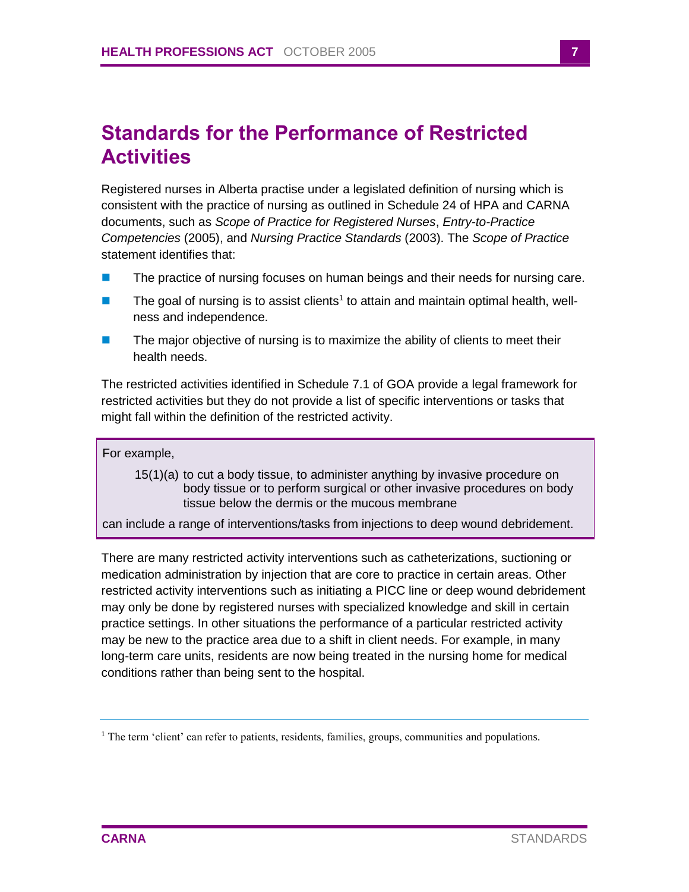# Standards for the Performance of Restricted Activities

Registered nurses in Alberta practise under a legislated definition of nursing which is consistent with the practice of nursing as outlined in Schedule 24 of HPA and CARNA documents, such as *Scope of Practice for Registered Nurses*, *Entry-to-Practice Competencies* (2005), and *Nursing Practice Standards* (2003). The *Scope of Practice* statement identifies that:

- The practice of nursing focuses on human beings and their needs for nursing care.
- The goal of nursing is to assist clients[1] to attain and maintain optimal health, well-ness and independence.
- The major objective of nursing is to maximize the ability of clients to meet their health needs.

The restricted activities identified in Schedule 7.1 of GOA provide a legal framework for restricted activities but they do not provide a list of specific interventions or tasks that might fall within the definition of the restricted activity.

> For example,
>
> 15(1)(a) to cut a body tissue, to administer anything by invasive procedure on body tissue or to perform surgical or other invasive procedures on body tissue below the dermis or the mucous membrane
>
> can include a range of interventions/tasks from injections to deep wound debridement.

There are many restricted activity interventions such as catheterizations, suctioning or medication administration by injection that are core to practice in certain areas. Other restricted activity interventions such as initiating a PICC line or deep wound debridement may only be done by registered nurses with specialized knowledge and skill in certain practice settings. In other situations the performance of a particular restricted activity may be new to the practice area due to a shift in client needs. For example, in many long-term care units, residents are now being treated in the nursing home for medical conditions rather than being sent to the hospital.

---

[1] The term 'client' can refer to patients, residents, families, groups, communities and populations.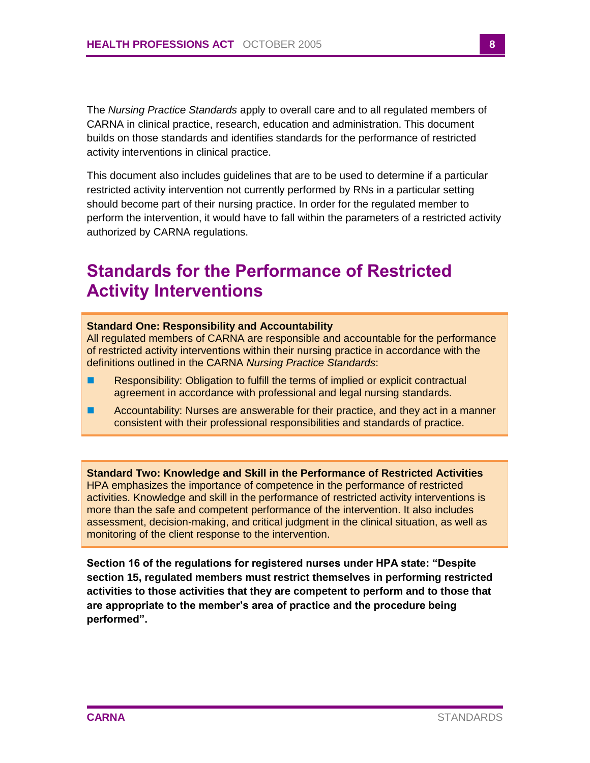The *Nursing Practice Standards* apply to overall care and to all regulated members of CARNA in clinical practice, research, education and administration. This document builds on those standards and identifies standards for the performance of restricted activity interventions in clinical practice.

This document also includes guidelines that are to be used to determine if a particular restricted activity intervention not currently performed by RNs in a particular setting should become part of their nursing practice. In order for the regulated member to perform the intervention, it would have to fall within the parameters of a restricted activity authorized by CARNA regulations.

## Standards for the Performance of Restricted Activity Interventions

**Standard One: Responsibility and Accountability**
All regulated members of CARNA are responsible and accountable for the performance of restricted activity interventions within their nursing practice in accordance with the definitions outlined in the CARNA *Nursing Practice Standards*:

- Responsibility: Obligation to fulfill the terms of implied or explicit contractual agreement in accordance with professional and legal nursing standards.
- Accountability: Nurses are answerable for their practice, and they act in a manner consistent with their professional responsibilities and standards of practice.

**Standard Two: Knowledge and Skill in the Performance of Restricted Activities**
HPA emphasizes the importance of competence in the performance of restricted activities. Knowledge and skill in the performance of restricted activity interventions is more than the safe and competent performance of the intervention. It also includes assessment, decision-making, and critical judgment in the clinical situation, as well as monitoring of the client response to the intervention.

**Section 16 of the regulations for registered nurses under HPA state: "Despite section 15, regulated members must restrict themselves in performing restricted activities to those activities that they are competent to perform and to those that are appropriate to the member's area of practice and the procedure being performed".**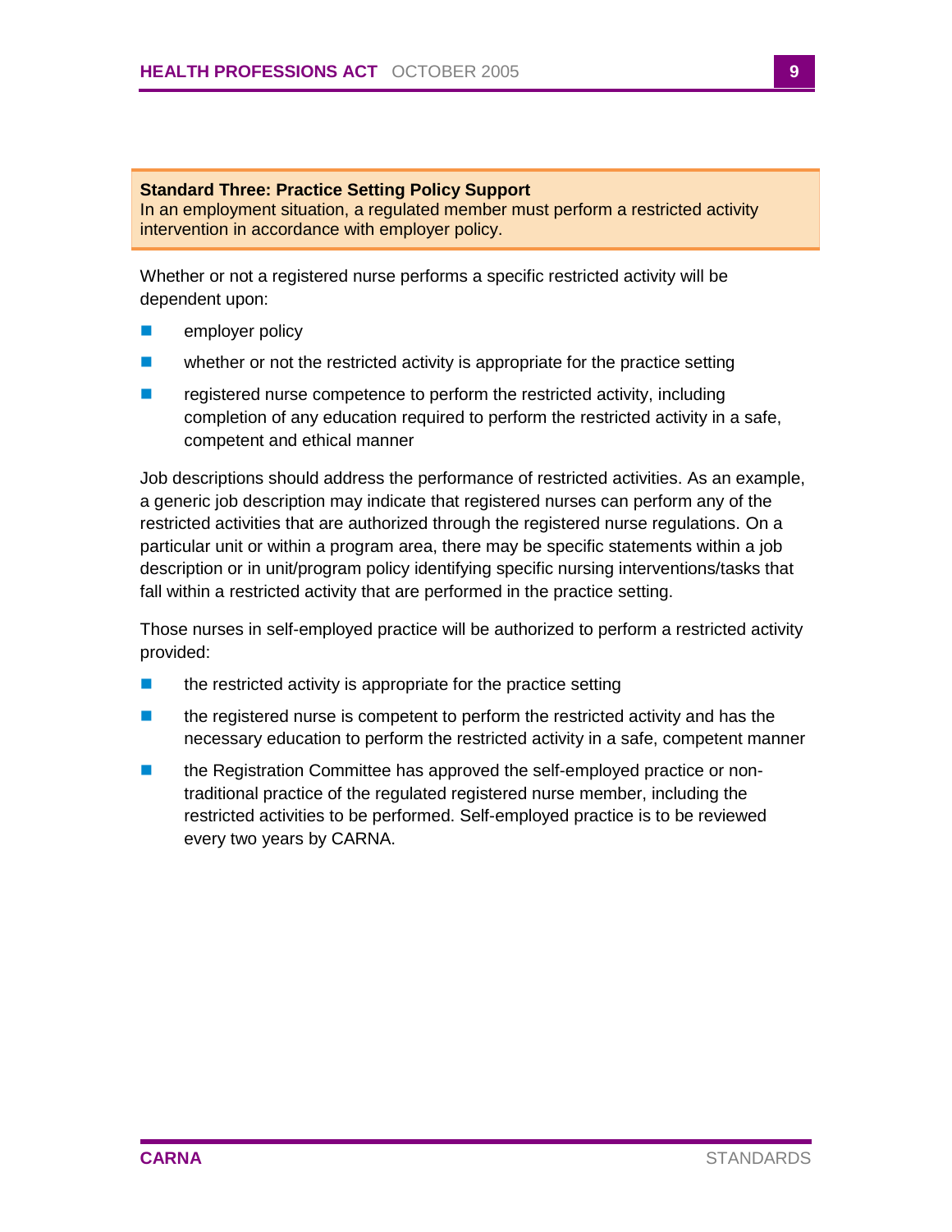**Standard Three: Practice Setting Policy Support**
In an employment situation, a regulated member must perform a restricted activity intervention in accordance with employer policy.

Whether or not a registered nurse performs a specific restricted activity will be dependent upon:

- employer policy
- whether or not the restricted activity is appropriate for the practice setting
- registered nurse competence to perform the restricted activity, including completion of any education required to perform the restricted activity in a safe, competent and ethical manner

Job descriptions should address the performance of restricted activities. As an example, a generic job description may indicate that registered nurses can perform any of the restricted activities that are authorized through the registered nurse regulations. On a particular unit or within a program area, there may be specific statements within a job description or in unit/program policy identifying specific nursing interventions/tasks that fall within a restricted activity that are performed in the practice setting.

Those nurses in self-employed practice will be authorized to perform a restricted activity provided:

- the restricted activity is appropriate for the practice setting
- the registered nurse is competent to perform the restricted activity and has the necessary education to perform the restricted activity in a safe, competent manner
- the Registration Committee has approved the self-employed practice or non-traditional practice of the regulated registered nurse member, including the restricted activities to be performed. Self-employed practice is to be reviewed every two years by CARNA.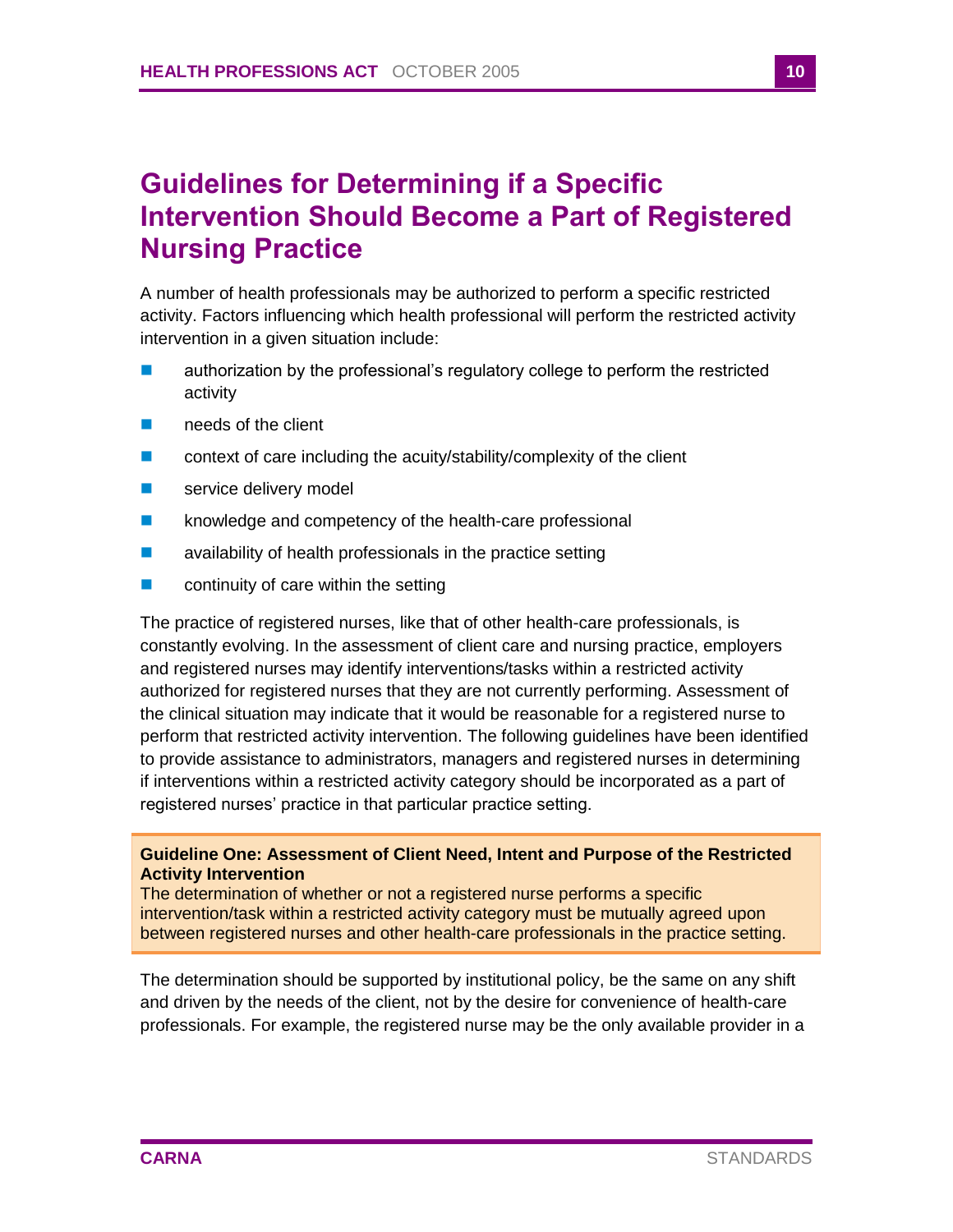## Guidelines for Determining if a Specific Intervention Should Become a Part of Registered Nursing Practice

A number of health professionals may be authorized to perform a specific restricted activity. Factors influencing which health professional will perform the restricted activity intervention in a given situation include:

- authorization by the professional's regulatory college to perform the restricted activity
- needs of the client
- context of care including the acuity/stability/complexity of the client
- service delivery model
- knowledge and competency of the health-care professional
- availability of health professionals in the practice setting
- continuity of care within the setting

The practice of registered nurses, like that of other health-care professionals, is constantly evolving. In the assessment of client care and nursing practice, employers and registered nurses may identify interventions/tasks within a restricted activity authorized for registered nurses that they are not currently performing. Assessment of the clinical situation may indicate that it would be reasonable for a registered nurse to perform that restricted activity intervention. The following guidelines have been identified to provide assistance to administrators, managers and registered nurses in determining if interventions within a restricted activity category should be incorporated as a part of registered nurses' practice in that particular practice setting.

**Guideline One: Assessment of Client Need, Intent and Purpose of the Restricted Activity Intervention**

The determination of whether or not a registered nurse performs a specific intervention/task within a restricted activity category must be mutually agreed upon between registered nurses and other health-care professionals in the practice setting.

The determination should be supported by institutional policy, be the same on any shift and driven by the needs of the client, not by the desire for convenience of health-care professionals. For example, the registered nurse may be the only available provider in a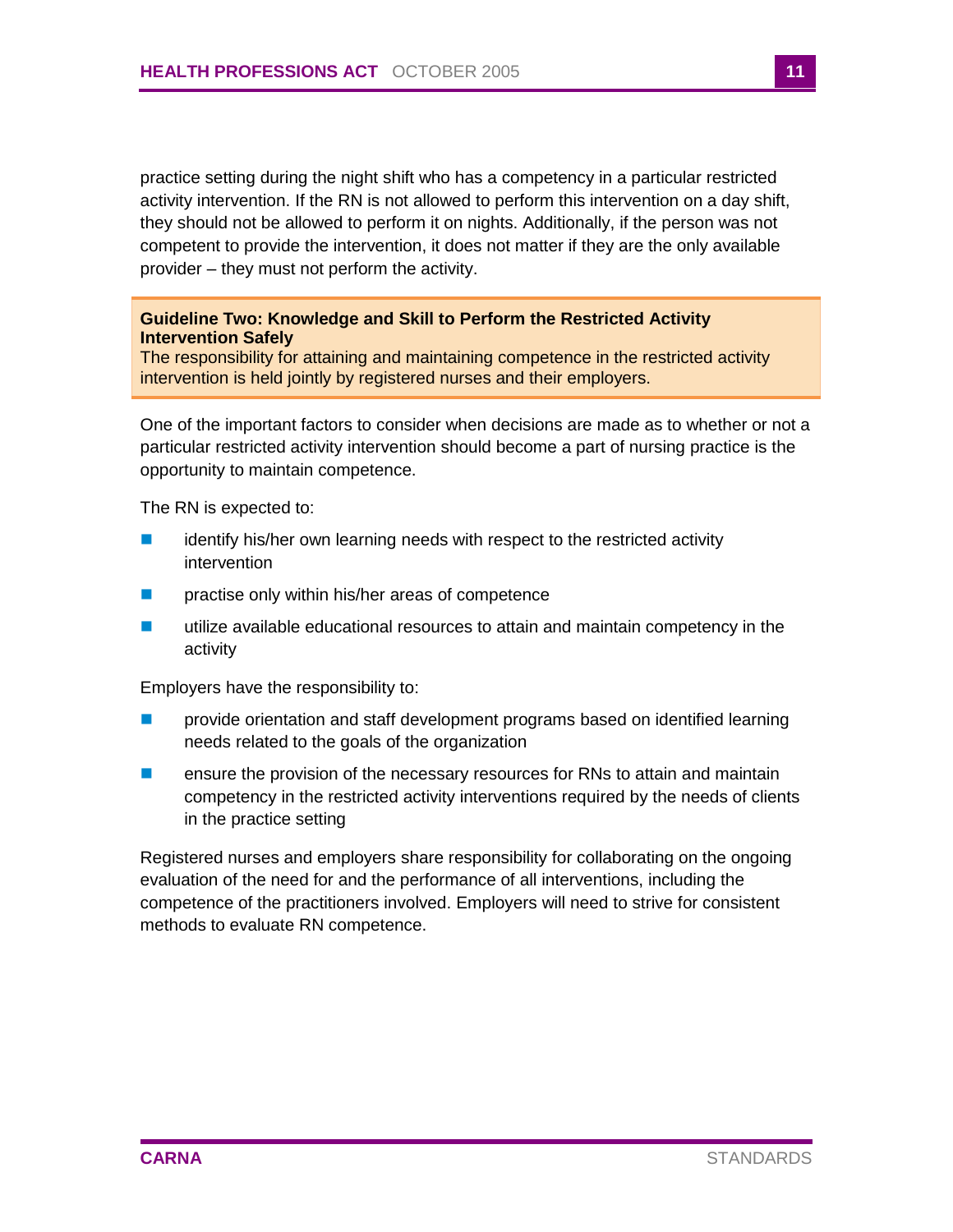practice setting during the night shift who has a competency in a particular restricted activity intervention. If the RN is not allowed to perform this intervention on a day shift, they should not be allowed to perform it on nights. Additionally, if the person was not competent to provide the intervention, it does not matter if they are the only available provider – they must not perform the activity.

**Guideline Two: Knowledge and Skill to Perform the Restricted Activity Intervention Safely**
The responsibility for attaining and maintaining competence in the restricted activity intervention is held jointly by registered nurses and their employers.

One of the important factors to consider when decisions are made as to whether or not a particular restricted activity intervention should become a part of nursing practice is the opportunity to maintain competence.

The RN is expected to:

- identify his/her own learning needs with respect to the restricted activity intervention
- practise only within his/her areas of competence
- utilize available educational resources to attain and maintain competency in the activity

Employers have the responsibility to:

- provide orientation and staff development programs based on identified learning needs related to the goals of the organization
- ensure the provision of the necessary resources for RNs to attain and maintain competency in the restricted activity interventions required by the needs of clients in the practice setting

Registered nurses and employers share responsibility for collaborating on the ongoing evaluation of the need for and the performance of all interventions, including the competence of the practitioners involved. Employers will need to strive for consistent methods to evaluate RN competence.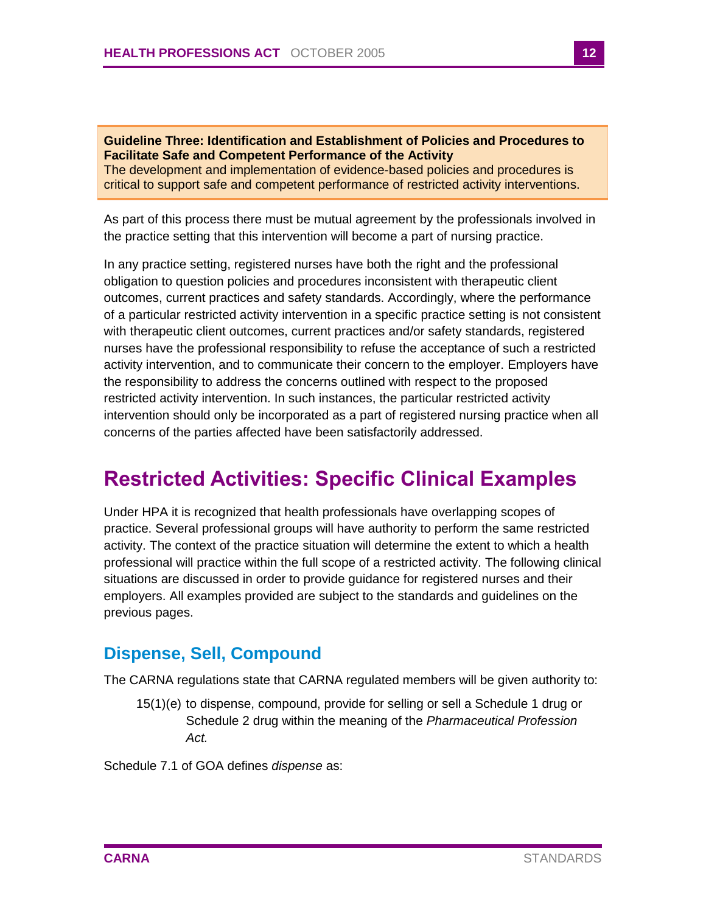**Guideline Three: Identification and Establishment of Policies and Procedures to Facilitate Safe and Competent Performance of the Activity**
The development and implementation of evidence-based policies and procedures is critical to support safe and competent performance of restricted activity interventions.

As part of this process there must be mutual agreement by the professionals involved in the practice setting that this intervention will become a part of nursing practice.

In any practice setting, registered nurses have both the right and the professional obligation to question policies and procedures inconsistent with therapeutic client outcomes, current practices and safety standards. Accordingly, where the performance of a particular restricted activity intervention in a specific practice setting is not consistent with therapeutic client outcomes, current practices and/or safety standards, registered nurses have the professional responsibility to refuse the acceptance of such a restricted activity intervention, and to communicate their concern to the employer. Employers have the responsibility to address the concerns outlined with respect to the proposed restricted activity intervention. In such instances, the particular restricted activity intervention should only be incorporated as a part of registered nursing practice when all concerns of the parties affected have been satisfactorily addressed.

# Restricted Activities: Specific Clinical Examples

Under HPA it is recognized that health professionals have overlapping scopes of practice. Several professional groups will have authority to perform the same restricted activity. The context of the practice situation will determine the extent to which a health professional will practice within the full scope of a restricted activity. The following clinical situations are discussed in order to provide guidance for registered nurses and their employers. All examples provided are subject to the standards and guidelines on the previous pages.

## Dispense, Sell, Compound

The CARNA regulations state that CARNA regulated members will be given authority to:

> 15(1)(e) to dispense, compound, provide for selling or sell a Schedule 1 drug or Schedule 2 drug within the meaning of the *Pharmaceutical Profession Act.*

Schedule 7.1 of GOA defines *dispense* as: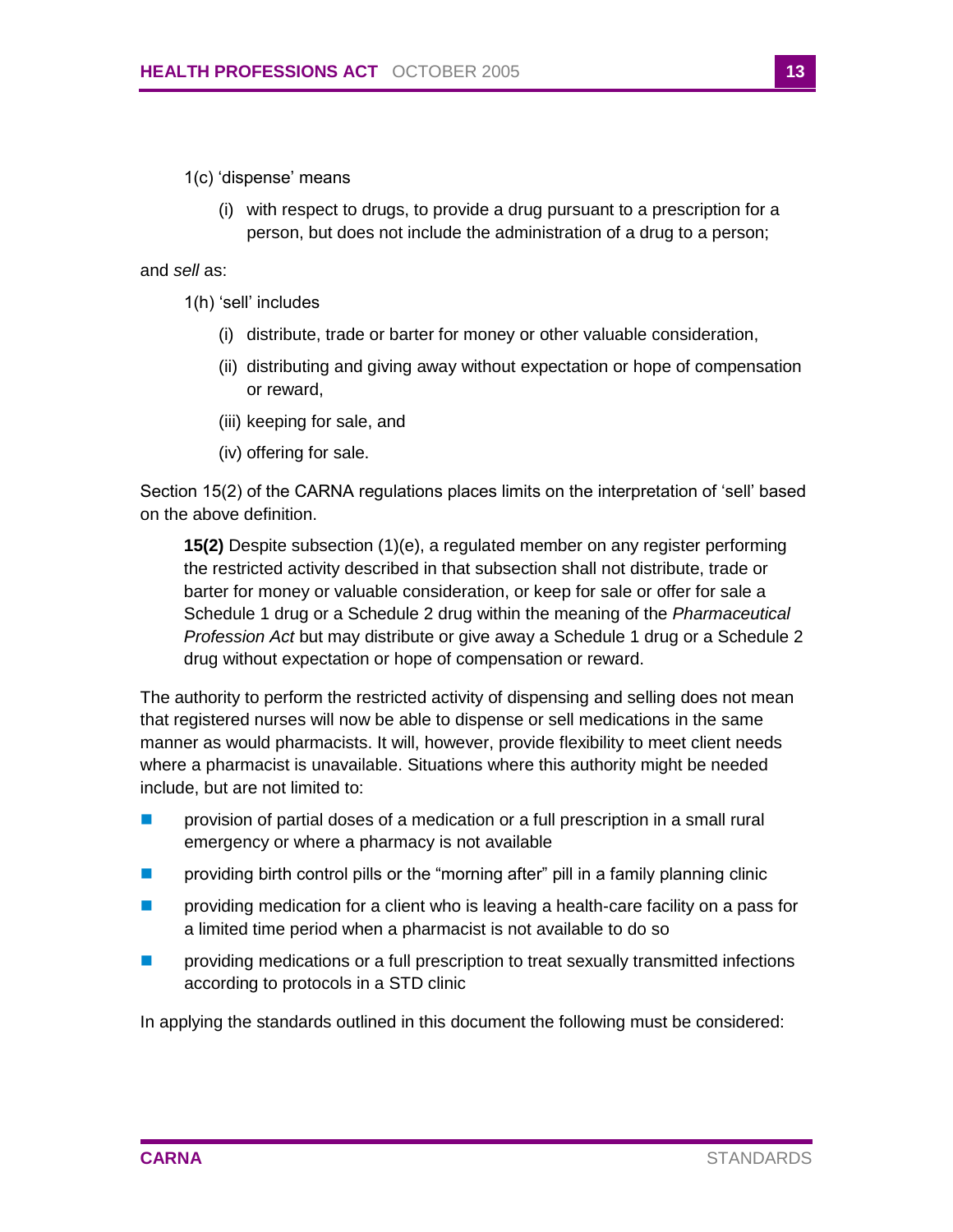1(c) 'dispense' means

(i) with respect to drugs, to provide a drug pursuant to a prescription for a person, but does not include the administration of a drug to a person;

and *sell* as:

1(h) 'sell' includes

(i) distribute, trade or barter for money or other valuable consideration,

(ii) distributing and giving away without expectation or hope of compensation or reward,

(iii) keeping for sale, and

(iv) offering for sale.

Section 15(2) of the CARNA regulations places limits on the interpretation of 'sell' based on the above definition.

> **15(2)** Despite subsection (1)(e), a regulated member on any register performing the restricted activity described in that subsection shall not distribute, trade or barter for money or valuable consideration, or keep for sale or offer for sale a Schedule 1 drug or a Schedule 2 drug within the meaning of the *Pharmaceutical Profession Act* but may distribute or give away a Schedule 1 drug or a Schedule 2 drug without expectation or hope of compensation or reward.

The authority to perform the restricted activity of dispensing and selling does not mean that registered nurses will now be able to dispense or sell medications in the same manner as would pharmacists. It will, however, provide flexibility to meet client needs where a pharmacist is unavailable. Situations where this authority might be needed include, but are not limited to:

- provision of partial doses of a medication or a full prescription in a small rural emergency or where a pharmacy is not available
- providing birth control pills or the "morning after" pill in a family planning clinic
- providing medication for a client who is leaving a health-care facility on a pass for a limited time period when a pharmacist is not available to do so
- providing medications or a full prescription to treat sexually transmitted infections according to protocols in a STD clinic

In applying the standards outlined in this document the following must be considered: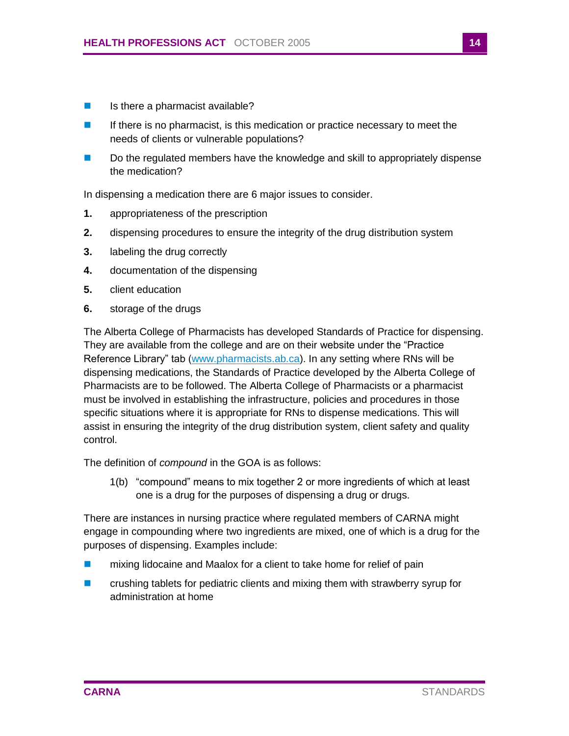- Is there a pharmacist available?
- If there is no pharmacist, is this medication or practice necessary to meet the needs of clients or vulnerable populations?
- Do the regulated members have the knowledge and skill to appropriately dispense the medication?

In dispensing a medication there are 6 major issues to consider.

1. appropriateness of the prescription
2. dispensing procedures to ensure the integrity of the drug distribution system
3. labeling the drug correctly
4. documentation of the dispensing
5. client education
6. storage of the drugs

The Alberta College of Pharmacists has developed Standards of Practice for dispensing. They are available from the college and are on their website under the "Practice Reference Library" tab (www.pharmacists.ab.ca). In any setting where RNs will be dispensing medications, the Standards of Practice developed by the Alberta College of Pharmacists are to be followed. The Alberta College of Pharmacists or a pharmacist must be involved in establishing the infrastructure, policies and procedures in those specific situations where it is appropriate for RNs to dispense medications. This will assist in ensuring the integrity of the drug distribution system, client safety and quality control.

The definition of *compound* in the GOA is as follows:

> 1(b) "compound" means to mix together 2 or more ingredients of which at least one is a drug for the purposes of dispensing a drug or drugs.

There are instances in nursing practice where regulated members of CARNA might engage in compounding where two ingredients are mixed, one of which is a drug for the purposes of dispensing. Examples include:

- mixing lidocaine and Maalox for a client to take home for relief of pain
- crushing tablets for pediatric clients and mixing them with strawberry syrup for administration at home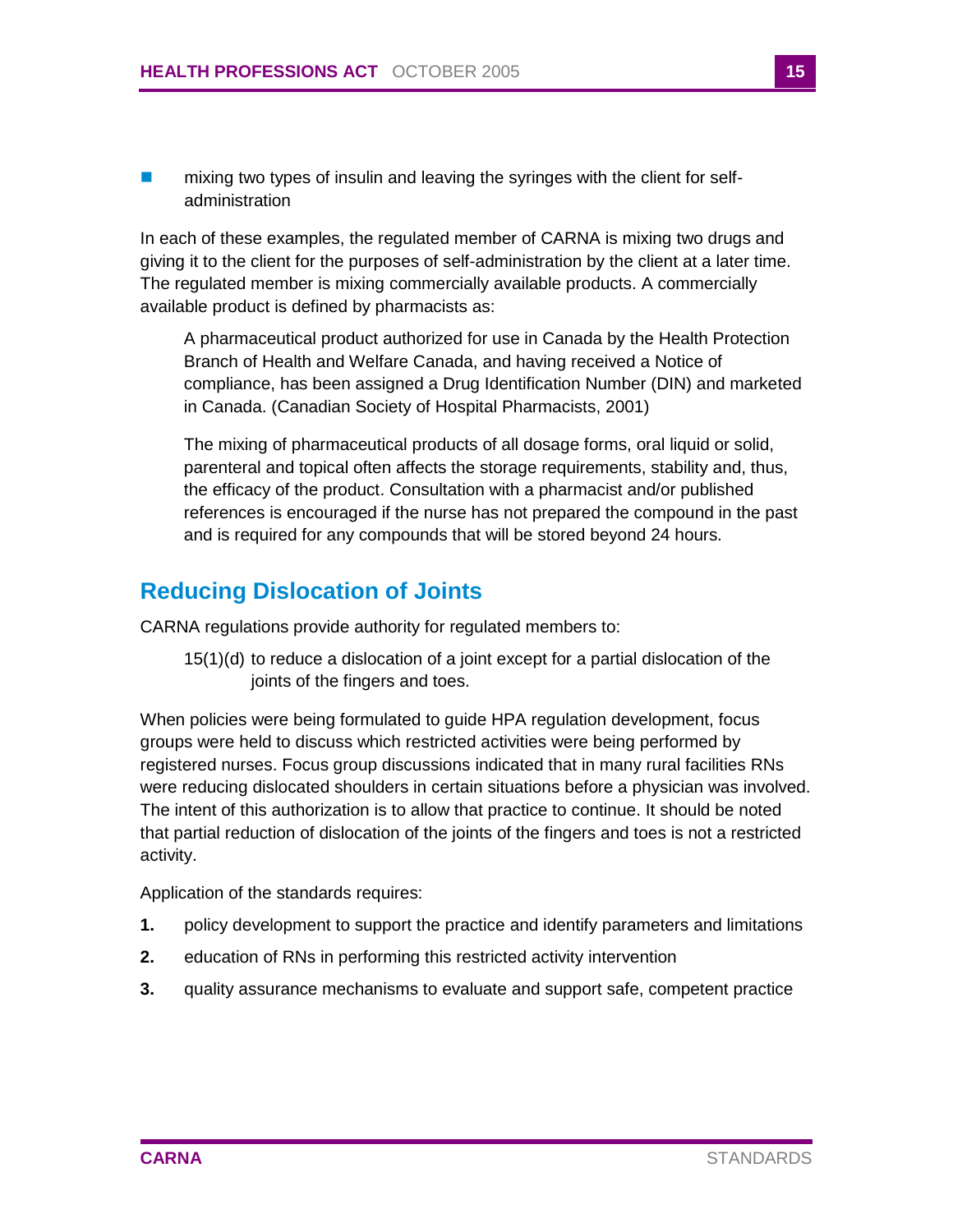- mixing two types of insulin and leaving the syringes with the client for self-administration

In each of these examples, the regulated member of CARNA is mixing two drugs and giving it to the client for the purposes of self-administration by the client at a later time. The regulated member is mixing commercially available products. A commercially available product is defined by pharmacists as:

> A pharmaceutical product authorized for use in Canada by the Health Protection Branch of Health and Welfare Canada, and having received a Notice of compliance, has been assigned a Drug Identification Number (DIN) and marketed in Canada. (Canadian Society of Hospital Pharmacists, 2001)
>
> The mixing of pharmaceutical products of all dosage forms, oral liquid or solid, parenteral and topical often affects the storage requirements, stability and, thus, the efficacy of the product. Consultation with a pharmacist and/or published references is encouraged if the nurse has not prepared the compound in the past and is required for any compounds that will be stored beyond 24 hours.

## Reducing Dislocation of Joints

CARNA regulations provide authority for regulated members to:

> 15(1)(d) to reduce a dislocation of a joint except for a partial dislocation of the joints of the fingers and toes.

When policies were being formulated to guide HPA regulation development, focus groups were held to discuss which restricted activities were being performed by registered nurses. Focus group discussions indicated that in many rural facilities RNs were reducing dislocated shoulders in certain situations before a physician was involved. The intent of this authorization is to allow that practice to continue. It should be noted that partial reduction of dislocation of the joints of the fingers and toes is not a restricted activity.

Application of the standards requires:

1. policy development to support the practice and identify parameters and limitations
2. education of RNs in performing this restricted activity intervention
3. quality assurance mechanisms to evaluate and support safe, competent practice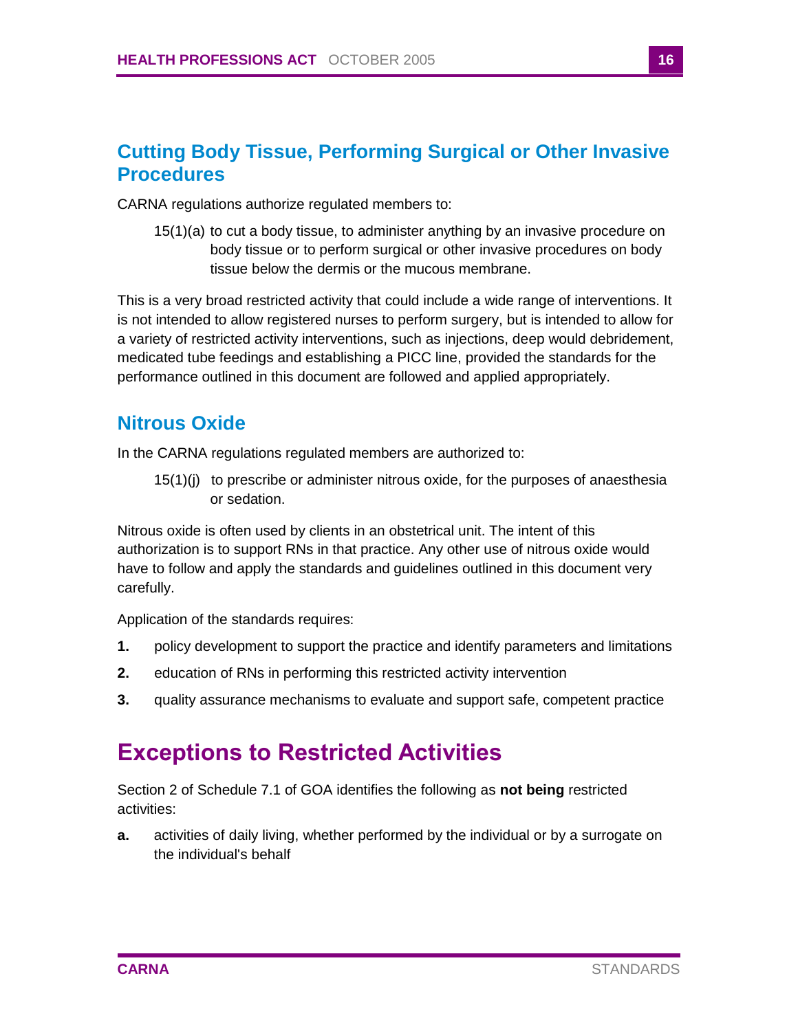## Cutting Body Tissue, Performing Surgical or Other Invasive Procedures

CARNA regulations authorize regulated members to:

> 15(1)(a) to cut a body tissue, to administer anything by an invasive procedure on body tissue or to perform surgical or other invasive procedures on body tissue below the dermis or the mucous membrane.

This is a very broad restricted activity that could include a wide range of interventions. It is not intended to allow registered nurses to perform surgery, but is intended to allow for a variety of restricted activity interventions, such as injections, deep would debridement, medicated tube feedings and establishing a PICC line, provided the standards for the performance outlined in this document are followed and applied appropriately.

## Nitrous Oxide

In the CARNA regulations regulated members are authorized to:

> 15(1)(j) to prescribe or administer nitrous oxide, for the purposes of anaesthesia or sedation.

Nitrous oxide is often used by clients in an obstetrical unit. The intent of this authorization is to support RNs in that practice. Any other use of nitrous oxide would have to follow and apply the standards and guidelines outlined in this document very carefully.

Application of the standards requires:

1. policy development to support the practice and identify parameters and limitations
2. education of RNs in performing this restricted activity intervention
3. quality assurance mechanisms to evaluate and support safe, competent practice

# Exceptions to Restricted Activities

Section 2 of Schedule 7.1 of GOA identifies the following as **not being** restricted activities:

**a.** activities of daily living, whether performed by the individual or by a surrogate on the individual's behalf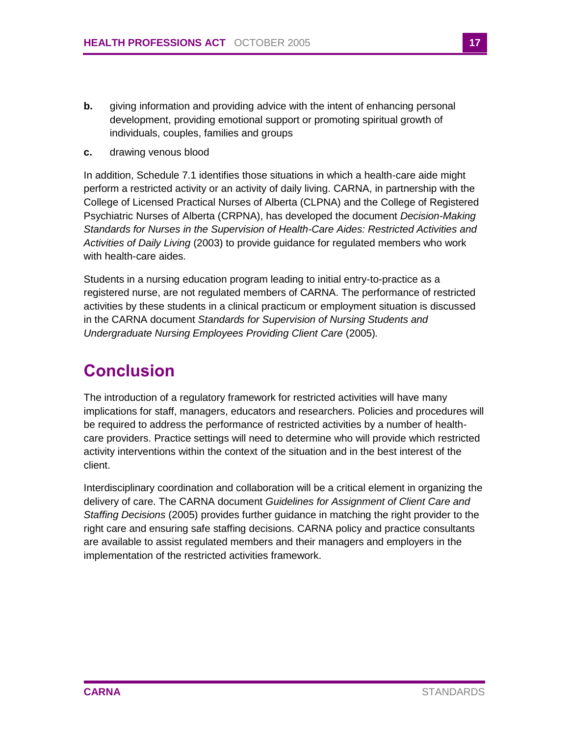**b.** giving information and providing advice with the intent of enhancing personal development, providing emotional support or promoting spiritual growth of individuals, couples, families and groups

**c.** drawing venous blood

In addition, Schedule 7.1 identifies those situations in which a health-care aide might perform a restricted activity or an activity of daily living. CARNA, in partnership with the College of Licensed Practical Nurses of Alberta (CLPNA) and the College of Registered Psychiatric Nurses of Alberta (CRPNA), has developed the document *Decision-Making Standards for Nurses in the Supervision of Health-Care Aides: Restricted Activities and Activities of Daily Living* (2003) to provide guidance for regulated members who work with health-care aides.

Students in a nursing education program leading to initial entry-to-practice as a registered nurse, are not regulated members of CARNA. The performance of restricted activities by these students in a clinical practicum or employment situation is discussed in the CARNA document *Standards for Supervision of Nursing Students and Undergraduate Nursing Employees Providing Client Care* (2005).

# Conclusion

The introduction of a regulatory framework for restricted activities will have many implications for staff, managers, educators and researchers. Policies and procedures will be required to address the performance of restricted activities by a number of health-care providers. Practice settings will need to determine who will provide which restricted activity interventions within the context of the situation and in the best interest of the client.

Interdisciplinary coordination and collaboration will be a critical element in organizing the delivery of care. The CARNA document *Guidelines for Assignment of Client Care and Staffing Decisions* (2005) provides further guidance in matching the right provider to the right care and ensuring safe staffing decisions. CARNA policy and practice consultants are available to assist regulated members and their managers and employers in the implementation of the restricted activities framework.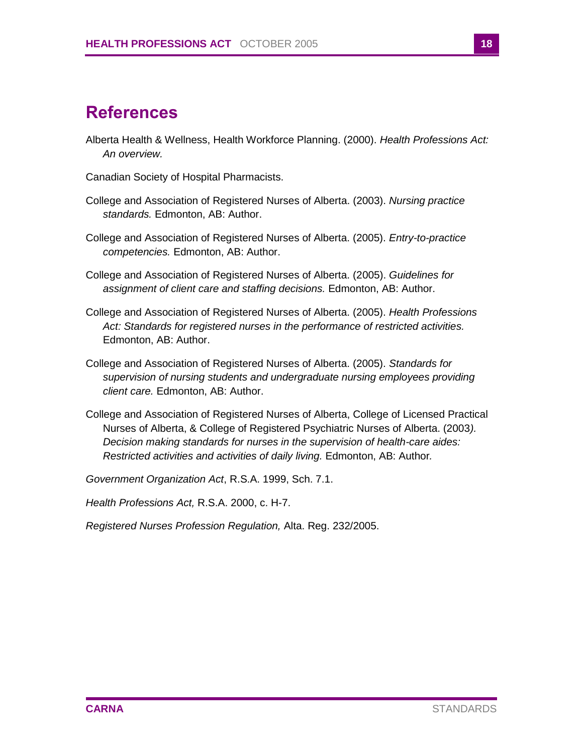# References

Alberta Health & Wellness, Health Workforce Planning. (2000). *Health Professions Act: An overview.*

Canadian Society of Hospital Pharmacists.

College and Association of Registered Nurses of Alberta. (2003). *Nursing practice standards.* Edmonton, AB: Author.

College and Association of Registered Nurses of Alberta. (2005). *Entry-to-practice competencies.* Edmonton, AB: Author.

College and Association of Registered Nurses of Alberta. (2005). *Guidelines for assignment of client care and staffing decisions.* Edmonton, AB: Author.

College and Association of Registered Nurses of Alberta. (2005). *Health Professions Act: Standards for registered nurses in the performance of restricted activities.* Edmonton, AB: Author.

College and Association of Registered Nurses of Alberta. (2005). *Standards for supervision of nursing students and undergraduate nursing employees providing client care.* Edmonton, AB: Author.

College and Association of Registered Nurses of Alberta, College of Licensed Practical Nurses of Alberta, & College of Registered Psychiatric Nurses of Alberta. (2003). *Decision making standards for nurses in the supervision of health-care aides: Restricted activities and activities of daily living.* Edmonton, AB: Author.

*Government Organization Act*, R.S.A. 1999, Sch. 7.1.

*Health Professions Act,* R.S.A. 2000, c. H-7.

*Registered Nurses Profession Regulation,* Alta. Reg. 232/2005.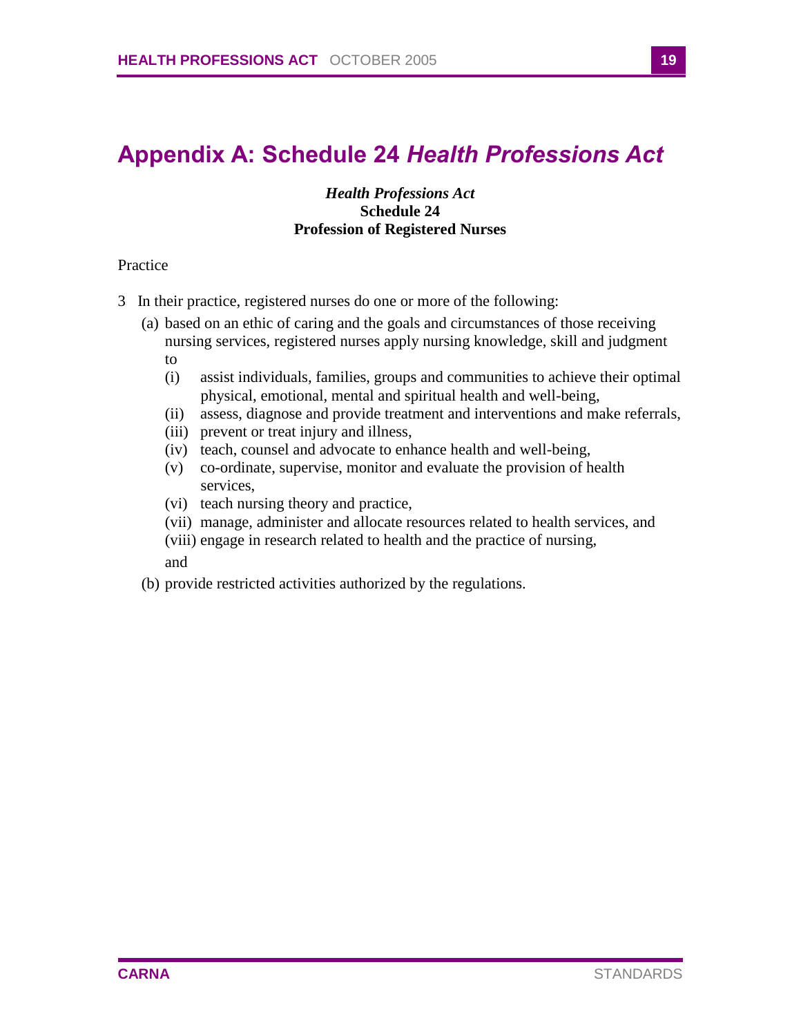# Appendix A: Schedule 24 *Health Professions Act*

***Health Professions Act***
**Schedule 24**
**Profession of Registered Nurses**

Practice

3 In their practice, registered nurses do one or more of the following:

(a) based on an ethic of caring and the goals and circumstances of those receiving nursing services, registered nurses apply nursing knowledge, skill and judgment to

(i) assist individuals, families, groups and communities to achieve their optimal physical, emotional, mental and spiritual health and well-being,

(ii) assess, diagnose and provide treatment and interventions and make referrals,

(iii) prevent or treat injury and illness,

(iv) teach, counsel and advocate to enhance health and well-being,

(v) co-ordinate, supervise, monitor and evaluate the provision of health services,

(vi) teach nursing theory and practice,

(vii) manage, administer and allocate resources related to health services, and

(viii) engage in research related to health and the practice of nursing,

and

(b) provide restricted activities authorized by the regulations.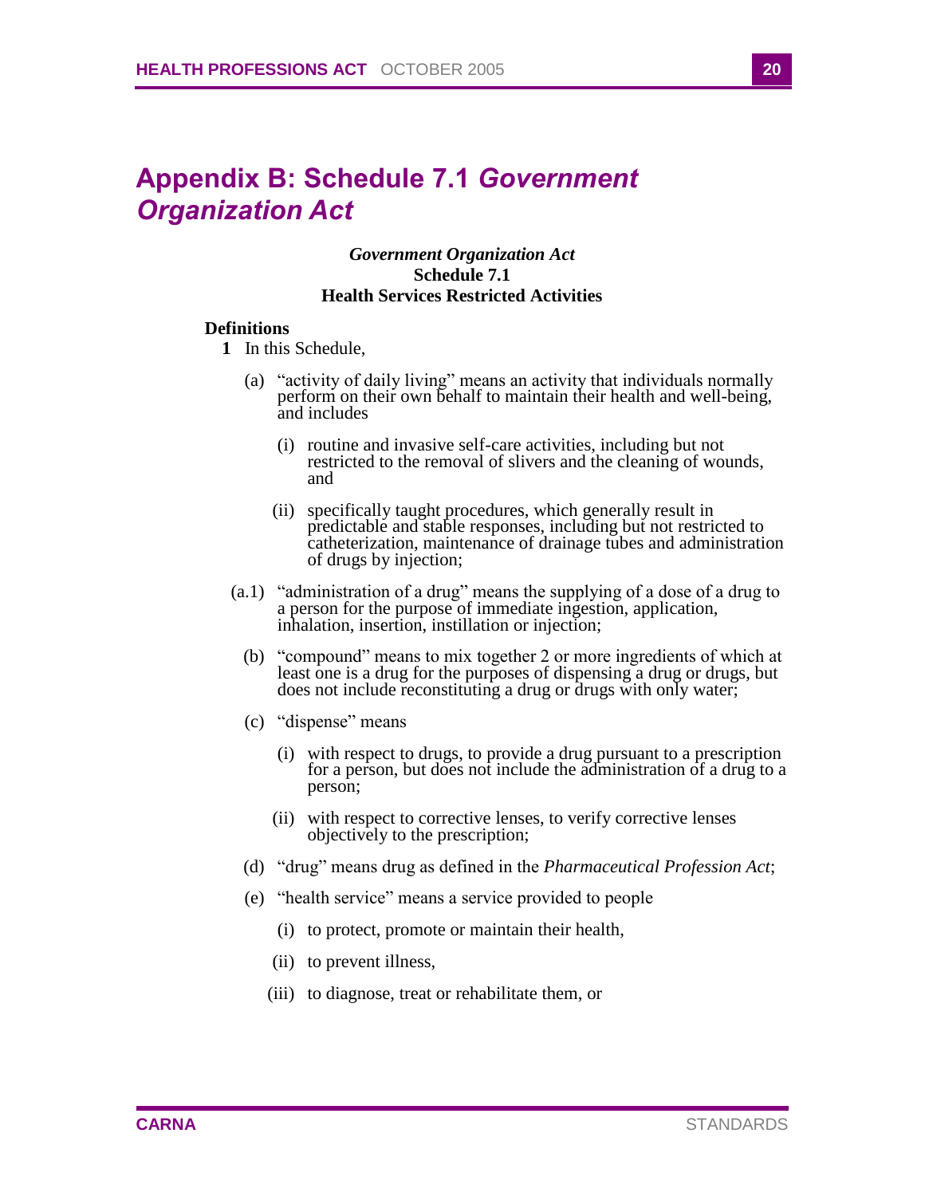# Appendix B: Schedule 7.1 *Government Organization Act*

***Government Organization Act***
**Schedule 7.1**
**Health Services Restricted Activities**

**Definitions**

**1** In this Schedule,

(a) "activity of daily living" means an activity that individuals normally perform on their own behalf to maintain their health and well-being, and includes

(i) routine and invasive self-care activities, including but not restricted to the removal of slivers and the cleaning of wounds, and

(ii) specifically taught procedures, which generally result in predictable and stable responses, including but not restricted to catheterization, maintenance of drainage tubes and administration of drugs by injection;

(a.1) "administration of a drug" means the supplying of a dose of a drug to a person for the purpose of immediate ingestion, application, inhalation, insertion, instillation or injection;

(b) "compound" means to mix together 2 or more ingredients of which at least one is a drug for the purposes of dispensing a drug or drugs, but does not include reconstituting a drug or drugs with only water;

(c) "dispense" means

(i) with respect to drugs, to provide a drug pursuant to a prescription for a person, but does not include the administration of a drug to a person;

(ii) with respect to corrective lenses, to verify corrective lenses objectively to the prescription;

(d) "drug" means drug as defined in the *Pharmaceutical Profession Act*;

(e) "health service" means a service provided to people

(i) to protect, promote or maintain their health,

(ii) to prevent illness,

(iii) to diagnose, treat or rehabilitate them, or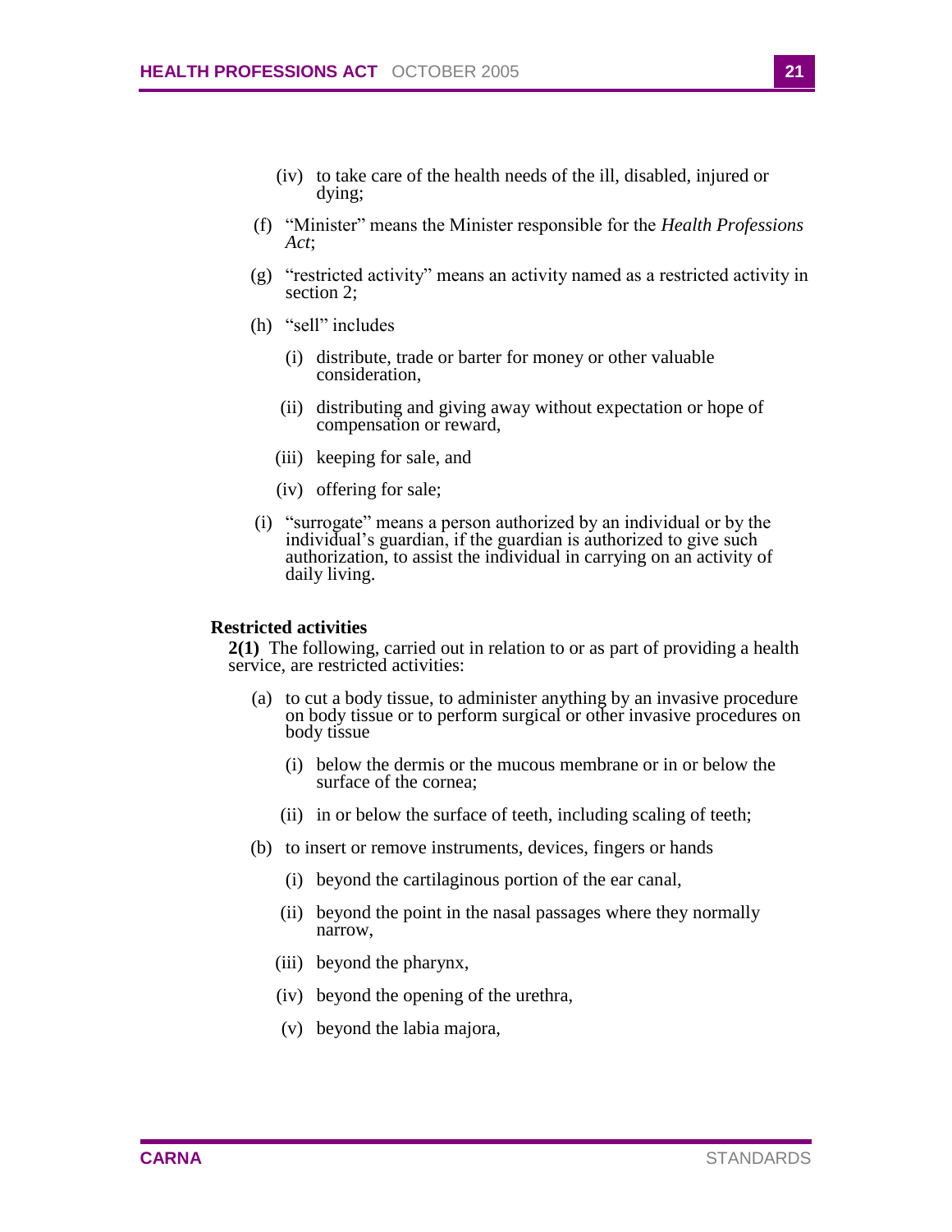(iv) to take care of the health needs of the ill, disabled, injured or dying;

(f) "Minister" means the Minister responsible for the *Health Professions Act*;

(g) "restricted activity" means an activity named as a restricted activity in section 2;

(h) "sell" includes

(i) distribute, trade or barter for money or other valuable consideration,

(ii) distributing and giving away without expectation or hope of compensation or reward,

(iii) keeping for sale, and

(iv) offering for sale;

(i) "surrogate" means a person authorized by an individual or by the individual's guardian, if the guardian is authorized to give such authorization, to assist the individual in carrying on an activity of daily living.

**Restricted activities**

**2(1)** The following, carried out in relation to or as part of providing a health service, are restricted activities:

(a) to cut a body tissue, to administer anything by an invasive procedure on body tissue or to perform surgical or other invasive procedures on body tissue

(i) below the dermis or the mucous membrane or in or below the surface of the cornea;

(ii) in or below the surface of teeth, including scaling of teeth;

(b) to insert or remove instruments, devices, fingers or hands

(i) beyond the cartilaginous portion of the ear canal,

(ii) beyond the point in the nasal passages where they normally narrow,

(iii) beyond the pharynx,

(iv) beyond the opening of the urethra,

(v) beyond the labia majora,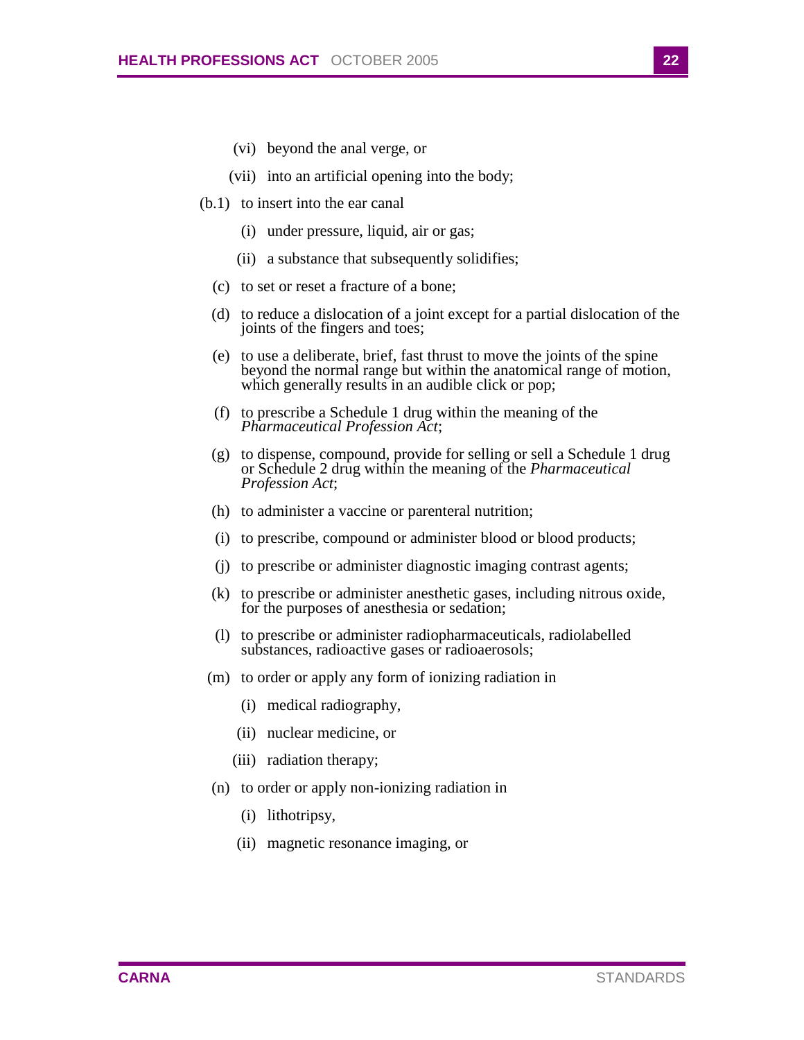(vi) beyond the anal verge, or

(vii) into an artificial opening into the body;

(b.1) to insert into the ear canal

(i) under pressure, liquid, air or gas;

(ii) a substance that subsequently solidifies;

(c) to set or reset a fracture of a bone;

(d) to reduce a dislocation of a joint except for a partial dislocation of the joints of the fingers and toes;

(e) to use a deliberate, brief, fast thrust to move the joints of the spine beyond the normal range but within the anatomical range of motion, which generally results in an audible click or pop;

(f) to prescribe a Schedule 1 drug within the meaning of the *Pharmaceutical Profession Act*;

(g) to dispense, compound, provide for selling or sell a Schedule 1 drug or Schedule 2 drug within the meaning of the *Pharmaceutical Profession Act*;

(h) to administer a vaccine or parenteral nutrition;

(i) to prescribe, compound or administer blood or blood products;

(j) to prescribe or administer diagnostic imaging contrast agents;

(k) to prescribe or administer anesthetic gases, including nitrous oxide, for the purposes of anesthesia or sedation;

(l) to prescribe or administer radiopharmaceuticals, radiolabelled substances, radioactive gases or radioaerosols;

(m) to order or apply any form of ionizing radiation in

(i) medical radiography,

(ii) nuclear medicine, or

(iii) radiation therapy;

(n) to order or apply non-ionizing radiation in

(i) lithotripsy,

(ii) magnetic resonance imaging, or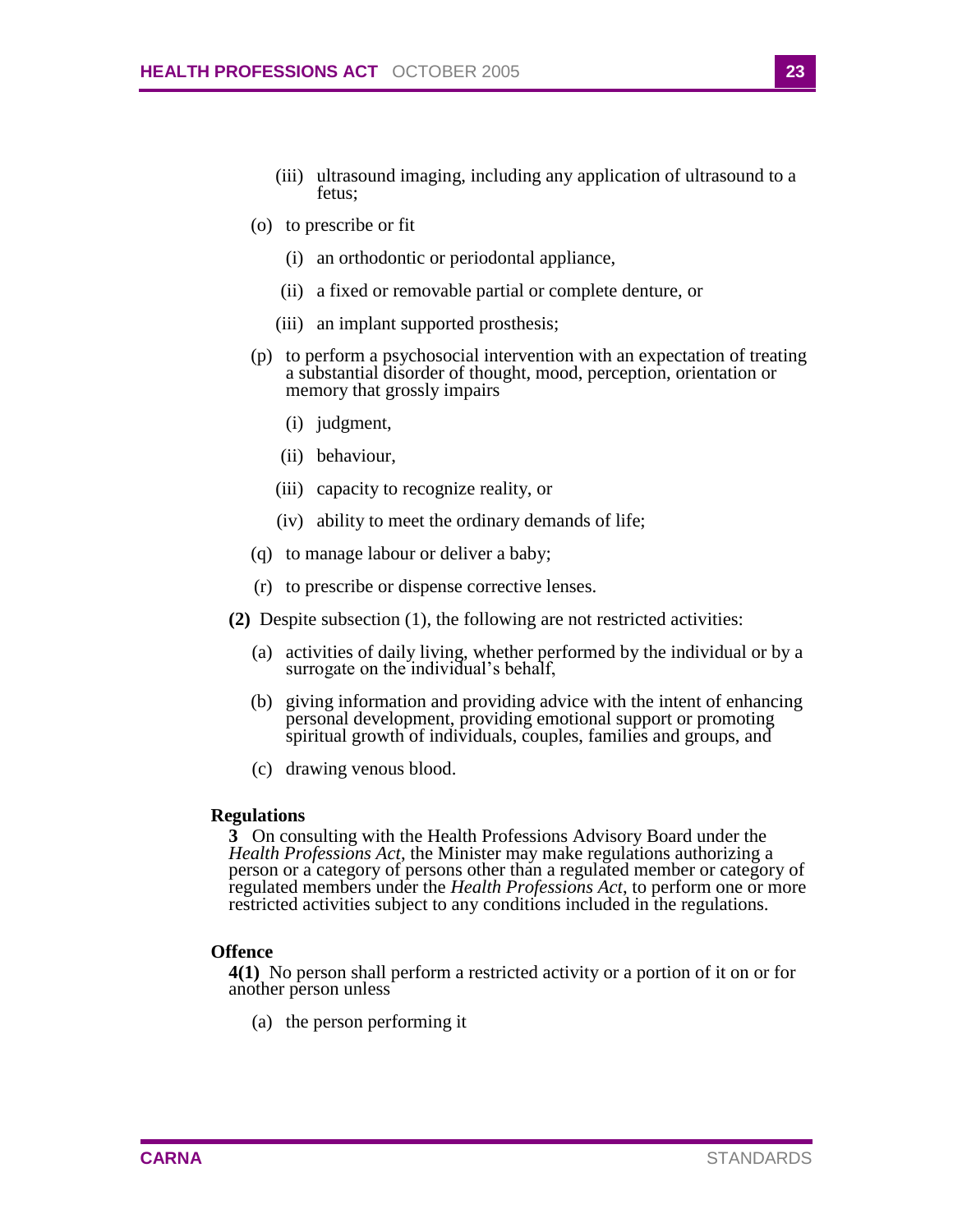(iii) ultrasound imaging, including any application of ultrasound to a fetus;

(o) to prescribe or fit

(i) an orthodontic or periodontal appliance,

(ii) a fixed or removable partial or complete denture, or

(iii) an implant supported prosthesis;

(p) to perform a psychosocial intervention with an expectation of treating a substantial disorder of thought, mood, perception, orientation or memory that grossly impairs

(i) judgment,

(ii) behaviour,

(iii) capacity to recognize reality, or

(iv) ability to meet the ordinary demands of life;

(q) to manage labour or deliver a baby;

(r) to prescribe or dispense corrective lenses.

**(2)** Despite subsection (1), the following are not restricted activities:

(a) activities of daily living, whether performed by the individual or by a surrogate on the individual's behalf,

(b) giving information and providing advice with the intent of enhancing personal development, providing emotional support or promoting spiritual growth of individuals, couples, families and groups, and

(c) drawing venous blood.

**Regulations**

**3** On consulting with the Health Professions Advisory Board under the *Health Professions Act*, the Minister may make regulations authorizing a person or a category of persons other than a regulated member or category of regulated members under the *Health Professions Act*, to perform one or more restricted activities subject to any conditions included in the regulations.

**Offence**

**4(1)** No person shall perform a restricted activity or a portion of it on or for another person unless

(a) the person performing it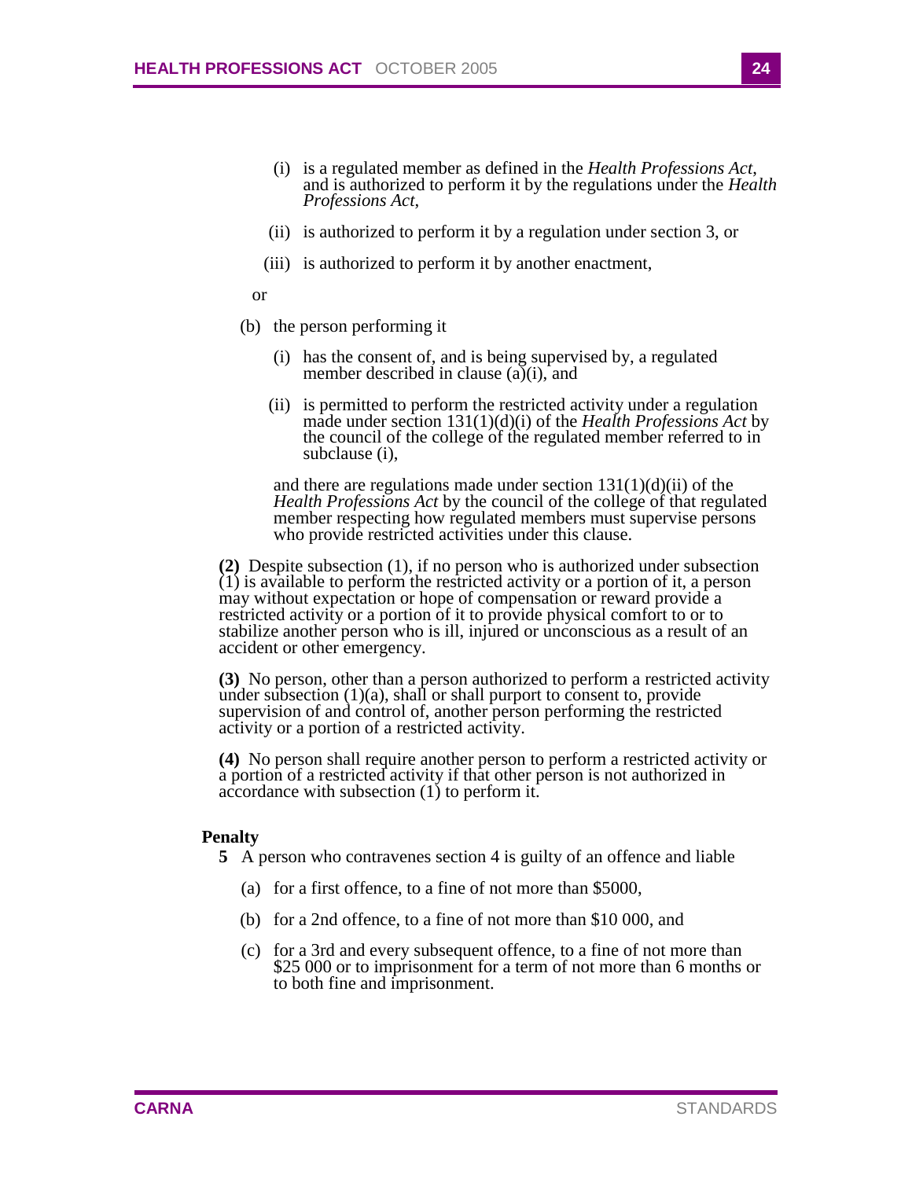(i) is a regulated member as defined in the *Health Professions Act*, and is authorized to perform it by the regulations under the *Health Professions Act*,

(ii) is authorized to perform it by a regulation under section 3, or

(iii) is authorized to perform it by another enactment,

or

(b) the person performing it

(i) has the consent of, and is being supervised by, a regulated member described in clause (a)(i), and

(ii) is permitted to perform the restricted activity under a regulation made under section 131(1)(d)(i) of the *Health Professions Act* by the council of the college of the regulated member referred to in subclause (i),

and there are regulations made under section 131(1)(d)(ii) of the *Health Professions Act* by the council of the college of that regulated member respecting how regulated members must supervise persons who provide restricted activities under this clause.

**(2)** Despite subsection (1), if no person who is authorized under subsection (1) is available to perform the restricted activity or a portion of it, a person may without expectation or hope of compensation or reward provide a restricted activity or a portion of it to provide physical comfort to or to stabilize another person who is ill, injured or unconscious as a result of an accident or other emergency.

**(3)** No person, other than a person authorized to perform a restricted activity under subsection (1)(a), shall or shall purport to consent to, provide supervision of and control of, another person performing the restricted activity or a portion of a restricted activity.

**(4)** No person shall require another person to perform a restricted activity or a portion of a restricted activity if that other person is not authorized in accordance with subsection (1) to perform it.

**Penalty**

**5** A person who contravenes section 4 is guilty of an offence and liable

(a) for a first offence, to a fine of not more than $5000,

(b) for a 2nd offence, to a fine of not more than $10 000, and

(c) for a 3rd and every subsequent offence, to a fine of not more than $25 000 or to imprisonment for a term of not more than 6 months or to both fine and imprisonment.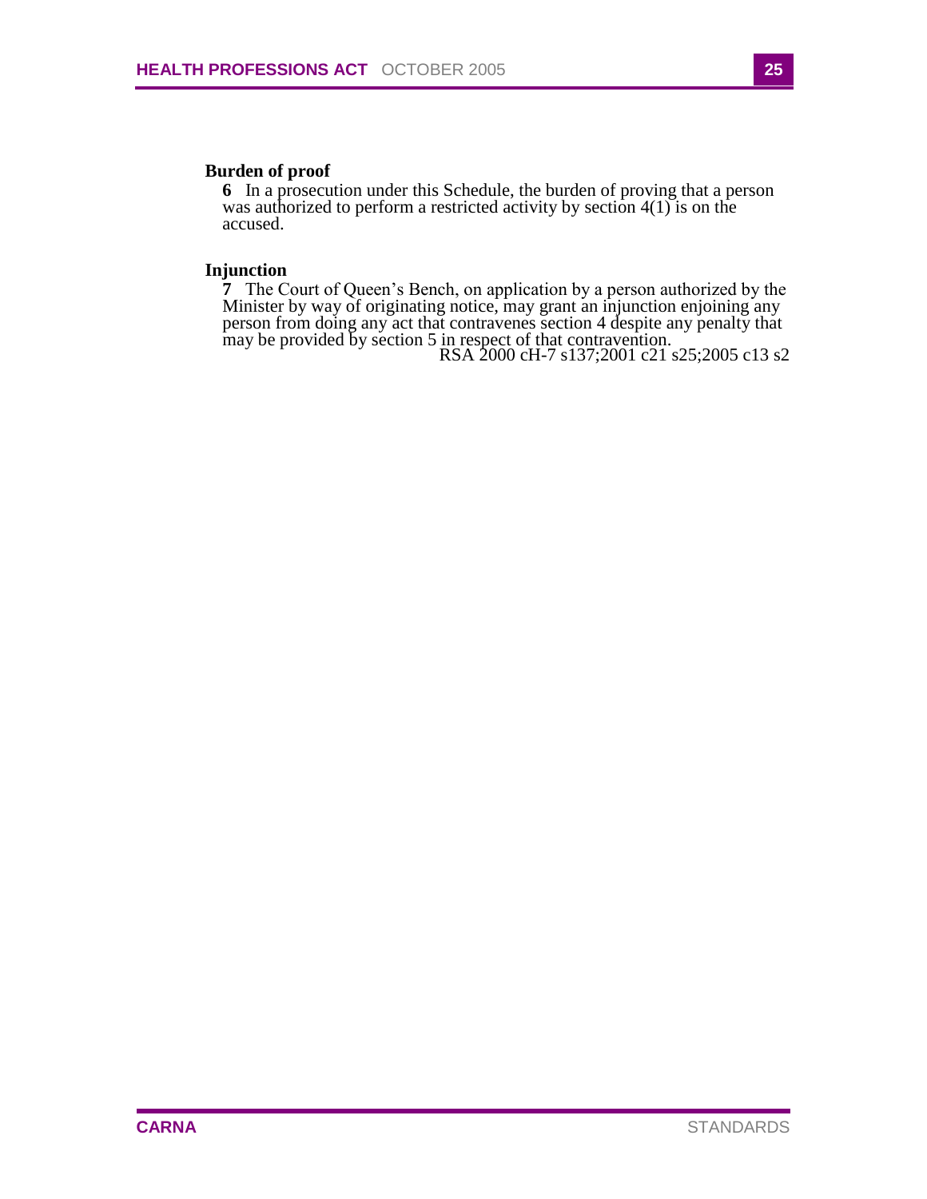**Burden of proof**

**6** In a prosecution under this Schedule, the burden of proving that a person was authorized to perform a restricted activity by section 4(1) is on the accused.

**Injunction**

**7** The Court of Queen's Bench, on application by a person authorized by the Minister by way of originating notice, may grant an injunction enjoining any person from doing any act that contravenes section 4 despite any penalty that may be provided by section 5 in respect of that contravention.

RSA 2000 cH-7 s137;2001 c21 s25;2005 c13 s2